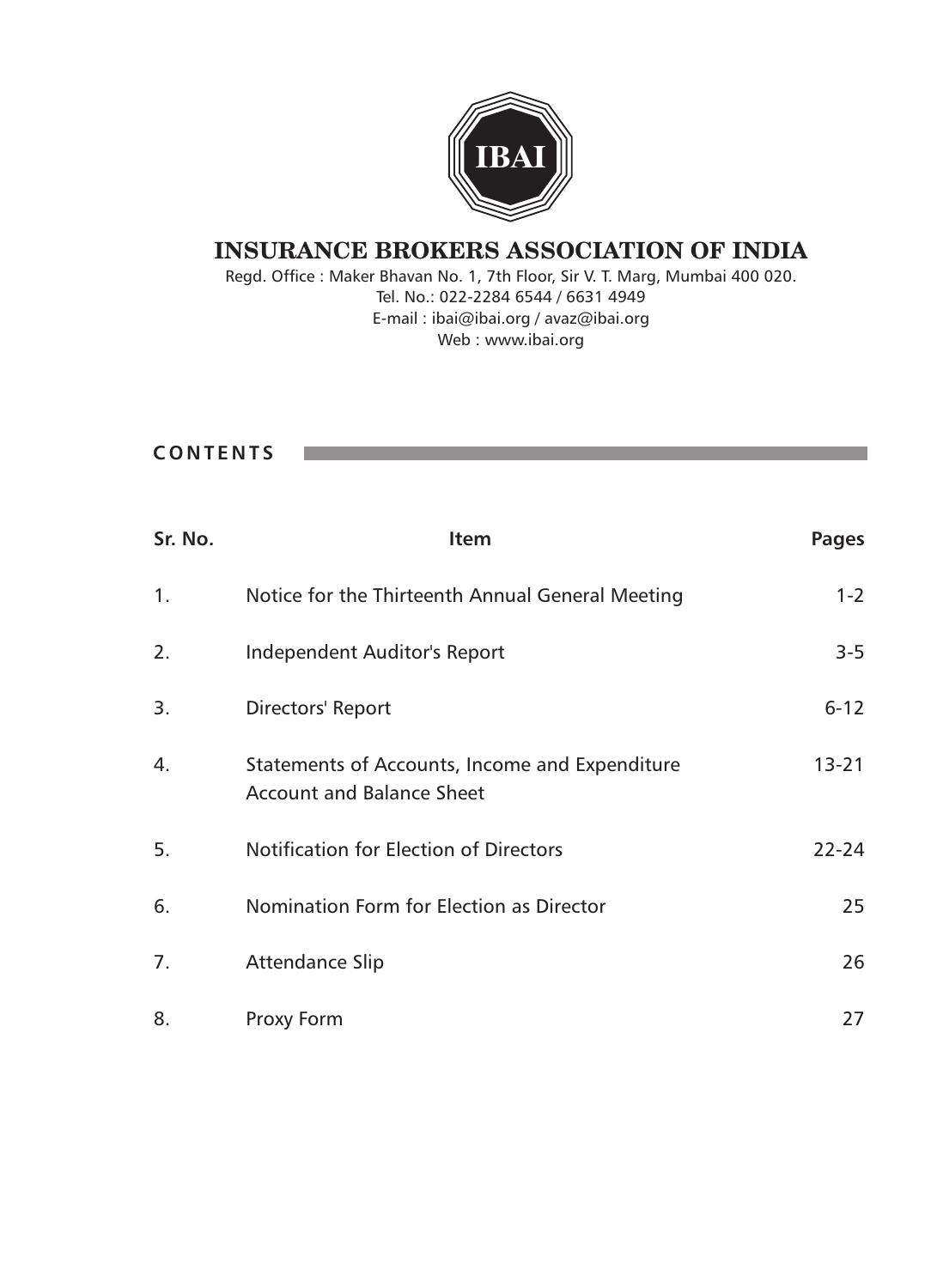IBAI

# INSURANCE BROKERS ASSOCIATION OF INDIA

Regd. Office : Maker Bhavan No. 1, 7th Floor, Sir V. T. Marg, Mumbai 400 020.
Tel. No.: 022-2284 6544 / 6631 4949
E-mail : ibai@ibai.org / avaz@ibai.org
Web : www.ibai.org

## CONTENTS

| Sr. No. | Item | Pages |
|---|---|---|
| 1. | Notice for the Thirteenth Annual General Meeting | 1-2 |
| 2. | Independent Auditor's Report | 3-5 |
| 3. | Directors' Report | 6-12 |
| 4. | Statements of Accounts, Income and Expenditure Account and Balance Sheet | 13-21 |
| 5. | Notification for Election of Directors | 22-24 |
| 6. | Nomination Form for Election as Director | 25 |
| 7. | Attendance Slip | 26 |
| 8. | Proxy Form | 27 |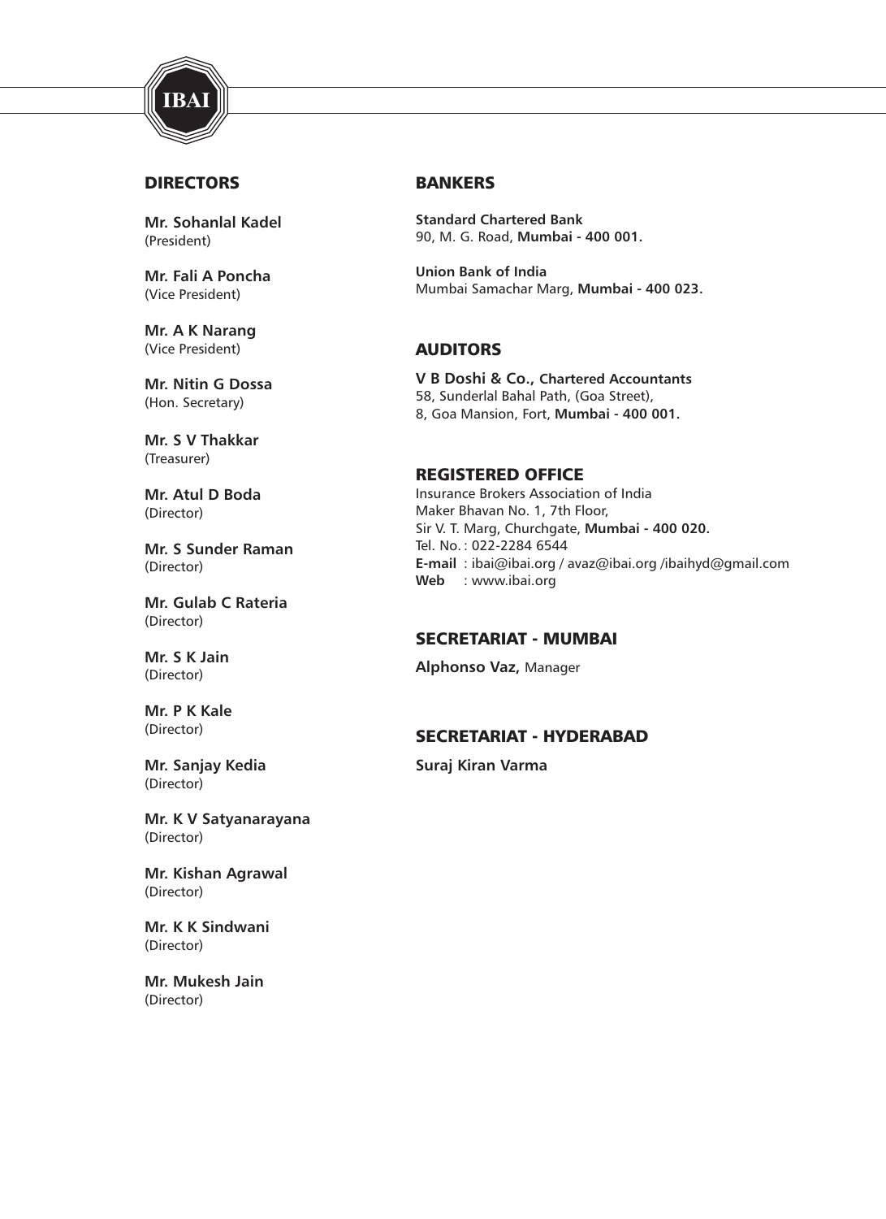## DIRECTORS

**Mr. Sohanlal Kadel**
(President)

**Mr. Fali A Poncha**
(Vice President)

**Mr. A K Narang**
(Vice President)

**Mr. Nitin G Dossa**
(Hon. Secretary)

**Mr. S V Thakkar**
(Treasurer)

**Mr. Atul D Boda**
(Director)

**Mr. S Sunder Raman**
(Director)

**Mr. Gulab C Rateria**
(Director)

**Mr. S K Jain**
(Director)

**Mr. P K Kale**
(Director)

**Mr. Sanjay Kedia**
(Director)

**Mr. K V Satyanarayana**
(Director)

**Mr. Kishan Agrawal**
(Director)

**Mr. K K Sindwani**
(Director)

**Mr. Mukesh Jain**
(Director)

## BANKERS

**Standard Chartered Bank**
90, M. G. Road, **Mumbai - 400 001.**

**Union Bank of India**
Mumbai Samachar Marg, **Mumbai - 400 023.**

## AUDITORS

**V B Doshi & Co., Chartered Accountants**
58, Sunderlal Bahal Path, (Goa Street),
8, Goa Mansion, Fort, **Mumbai - 400 001.**

## REGISTERED OFFICE

Insurance Brokers Association of India
Maker Bhavan No. 1, 7th Floor,
Sir V. T. Marg, Churchgate, **Mumbai - 400 020.**
Tel. No. : 022-2284 6544
**E-mail** : ibai@ibai.org / avaz@ibai.org /ibaihyd@gmail.com
**Web** : www.ibai.org

## SECRETARIAT - MUMBAI

**Alphonso Vaz,** Manager

## SECRETARIAT - HYDERABAD

**Suraj Kiran Varma**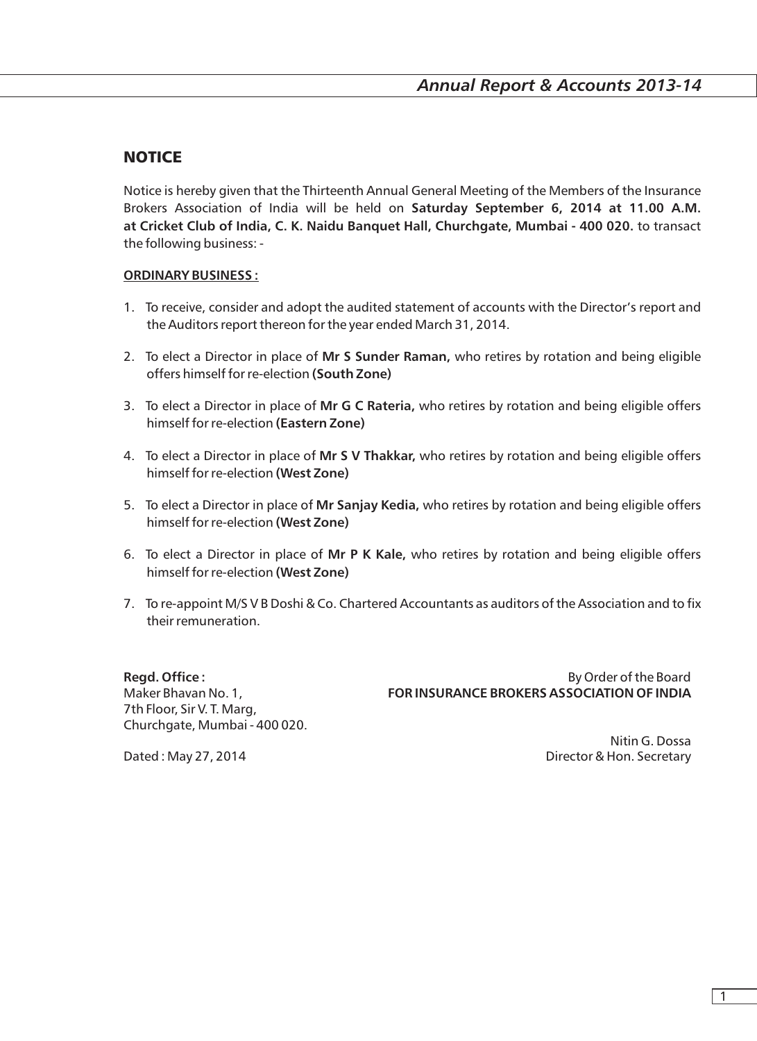## NOTICE

Notice is hereby given that the Thirteenth Annual General Meeting of the Members of the Insurance Brokers Association of India will be held on **Saturday September 6, 2014 at 11.00 A.M. at Cricket Club of India, C. K. Naidu Banquet Hall, Churchgate, Mumbai - 400 020.** to transact the following business: -

**ORDINARY BUSINESS :**

1. To receive, consider and adopt the audited statement of accounts with the Director's report and the Auditors report thereon for the year ended March 31, 2014.

2. To elect a Director in place of **Mr S Sunder Raman,** who retires by rotation and being eligible offers himself for re-election **(South Zone)**

3. To elect a Director in place of **Mr G C Rateria,** who retires by rotation and being eligible offers himself for re-election **(Eastern Zone)**

4. To elect a Director in place of **Mr S V Thakkar,** who retires by rotation and being eligible offers himself for re-election **(West Zone)**

5. To elect a Director in place of **Mr Sanjay Kedia,** who retires by rotation and being eligible offers himself for re-election **(West Zone)**

6. To elect a Director in place of **Mr P K Kale,** who retires by rotation and being eligible offers himself for re-election **(West Zone)**

7. To re-appoint M/S V B Doshi & Co. Chartered Accountants as auditors of the Association and to fix their remuneration.

**Regd. Office :**
Maker Bhavan No. 1,
7th Floor, Sir V. T. Marg,
Churchgate, Mumbai - 400 020.

Dated : May 27, 2014

By Order of the Board
**FOR INSURANCE BROKERS ASSOCIATION OF INDIA**

Nitin G. Dossa
Director & Hon. Secretary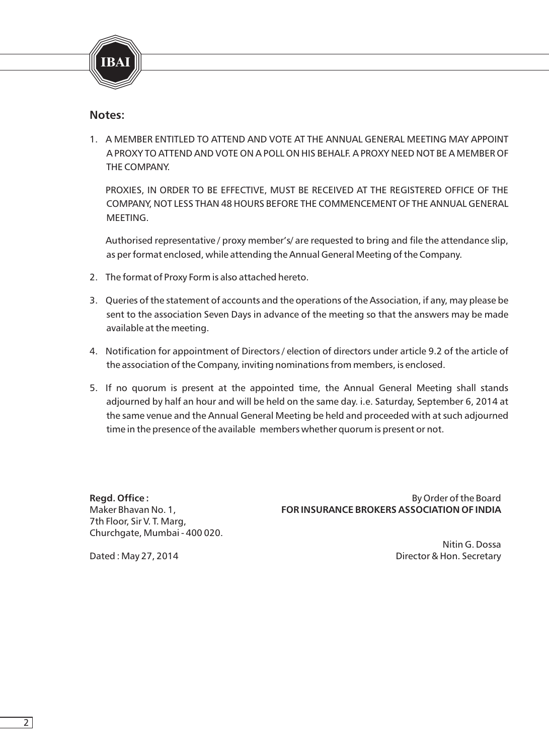## Notes:

1. A MEMBER ENTITLED TO ATTEND AND VOTE AT THE ANNUAL GENERAL MEETING MAY APPOINT A PROXY TO ATTEND AND VOTE ON A POLL ON HIS BEHALF. A PROXY NEED NOT BE A MEMBER OF THE COMPANY.

   PROXIES, IN ORDER TO BE EFFECTIVE, MUST BE RECEIVED AT THE REGISTERED OFFICE OF THE COMPANY, NOT LESS THAN 48 HOURS BEFORE THE COMMENCEMENT OF THE ANNUAL GENERAL MEETING.

   Authorised representative / proxy member's/ are requested to bring and file the attendance slip, as per format enclosed, while attending the Annual General Meeting of the Company.

2. The format of Proxy Form is also attached hereto.

3. Queries of the statement of accounts and the operations of the Association, if any, may please be sent to the association Seven Days in advance of the meeting so that the answers may be made available at the meeting.

4. Notification for appointment of Directors / election of directors under article 9.2 of the article of the association of the Company, inviting nominations from members, is enclosed.

5. If no quorum is present at the appointed time, the Annual General Meeting shall stands adjourned by half an hour and will be held on the same day. i.e. Saturday, September 6, 2014 at the same venue and the Annual General Meeting be held and proceeded with at such adjourned time in the presence of the available members whether quorum is present or not.

**Regd. Office :**
Maker Bhavan No. 1,
7th Floor, Sir V. T. Marg,
Churchgate, Mumbai - 400 020.

Dated : May 27, 2014

By Order of the Board
**FOR INSURANCE BROKERS ASSOCIATION OF INDIA**

Nitin G. Dossa
Director & Hon. Secretary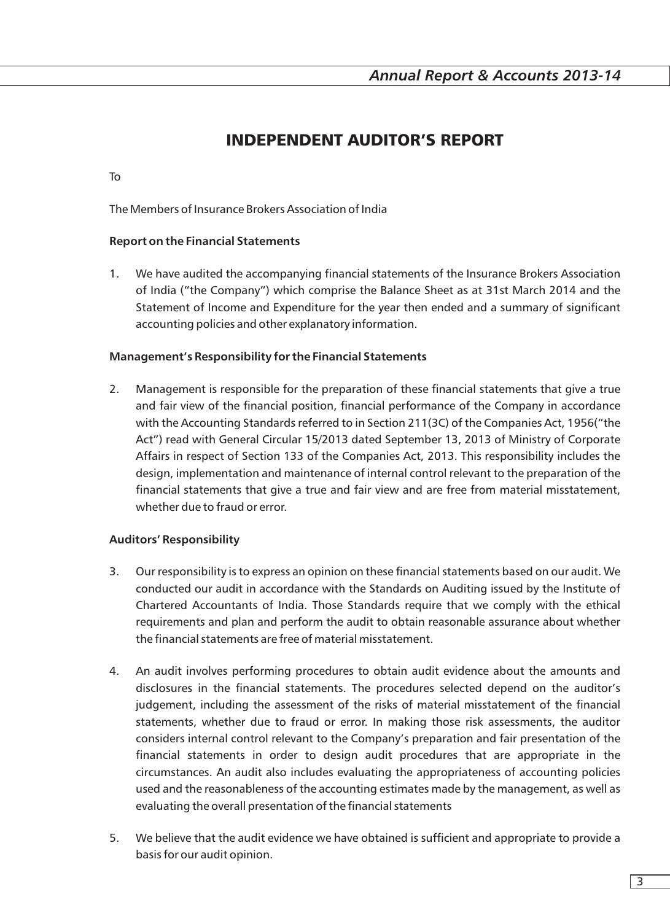# INDEPENDENT AUDITOR'S REPORT

To

The Members of Insurance Brokers Association of India

**Report on the Financial Statements**

1. We have audited the accompanying financial statements of the Insurance Brokers Association of India ("the Company") which comprise the Balance Sheet as at 31st March 2014 and the Statement of Income and Expenditure for the year then ended and a summary of significant accounting policies and other explanatory information.

**Management's Responsibility for the Financial Statements**

2. Management is responsible for the preparation of these financial statements that give a true and fair view of the financial position, financial performance of the Company in accordance with the Accounting Standards referred to in Section 211(3C) of the Companies Act, 1956("the Act") read with General Circular 15/2013 dated September 13, 2013 of Ministry of Corporate Affairs in respect of Section 133 of the Companies Act, 2013. This responsibility includes the design, implementation and maintenance of internal control relevant to the preparation of the financial statements that give a true and fair view and are free from material misstatement, whether due to fraud or error.

**Auditors' Responsibility**

3. Our responsibility is to express an opinion on these financial statements based on our audit. We conducted our audit in accordance with the Standards on Auditing issued by the Institute of Chartered Accountants of India. Those Standards require that we comply with the ethical requirements and plan and perform the audit to obtain reasonable assurance about whether the financial statements are free of material misstatement.

4. An audit involves performing procedures to obtain audit evidence about the amounts and disclosures in the financial statements. The procedures selected depend on the auditor's judgement, including the assessment of the risks of material misstatement of the financial statements, whether due to fraud or error. In making those risk assessments, the auditor considers internal control relevant to the Company's preparation and fair presentation of the financial statements in order to design audit procedures that are appropriate in the circumstances. An audit also includes evaluating the appropriateness of accounting policies used and the reasonableness of the accounting estimates made by the management, as well as evaluating the overall presentation of the financial statements

5. We believe that the audit evidence we have obtained is sufficient and appropriate to provide a basis for our audit opinion.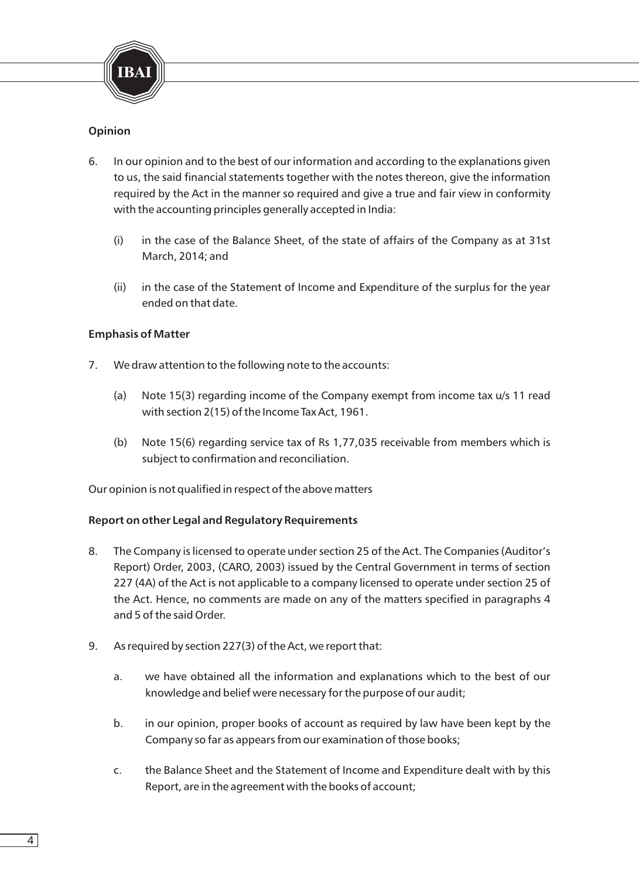## Opinion

6. In our opinion and to the best of our information and according to the explanations given to us, the said financial statements together with the notes thereon, give the information required by the Act in the manner so required and give a true and fair view in conformity with the accounting principles generally accepted in India:

   (i) in the case of the Balance Sheet, of the state of affairs of the Company as at 31st March, 2014; and

   (ii) in the case of the Statement of Income and Expenditure of the surplus for the year ended on that date.

## Emphasis of Matter

7. We draw attention to the following note to the accounts:

   (a) Note 15(3) regarding income of the Company exempt from income tax u/s 11 read with section 2(15) of the Income Tax Act, 1961.

   (b) Note 15(6) regarding service tax of Rs 1,77,035 receivable from members which is subject to confirmation and reconciliation.

Our opinion is not qualified in respect of the above matters

## Report on other Legal and Regulatory Requirements

8. The Company is licensed to operate under section 25 of the Act. The Companies (Auditor's Report) Order, 2003, (CARO, 2003) issued by the Central Government in terms of section 227 (4A) of the Act is not applicable to a company licensed to operate under section 25 of the Act. Hence, no comments are made on any of the matters specified in paragraphs 4 and 5 of the said Order.

9. As required by section 227(3) of the Act, we report that:

   a. we have obtained all the information and explanations which to the best of our knowledge and belief were necessary for the purpose of our audit;

   b. in our opinion, proper books of account as required by law have been kept by the Company so far as appears from our examination of those books;

   c. the Balance Sheet and the Statement of Income and Expenditure dealt with by this Report, are in the agreement with the books of account;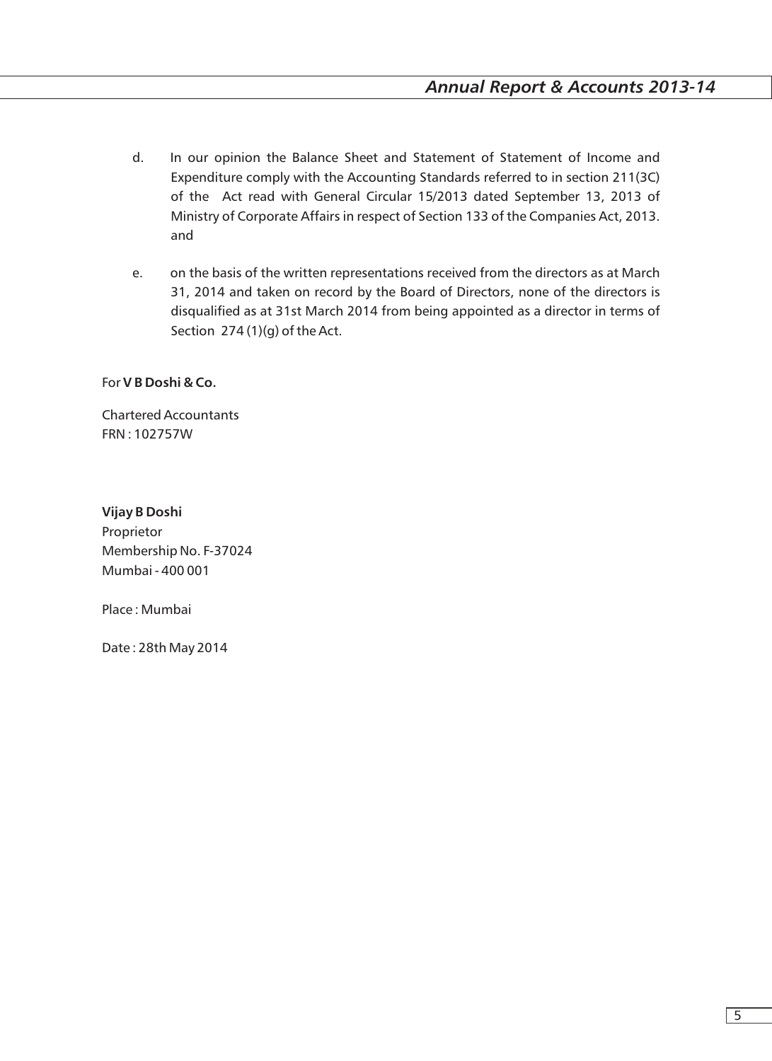d. In our opinion the Balance Sheet and Statement of Statement of Income and Expenditure comply with the Accounting Standards referred to in section 211(3C) of the Act read with General Circular 15/2013 dated September 13, 2013 of Ministry of Corporate Affairs in respect of Section 133 of the Companies Act, 2013. and

e. on the basis of the written representations received from the directors as at March 31, 2014 and taken on record by the Board of Directors, none of the directors is disqualified as at 31st March 2014 from being appointed as a director in terms of Section 274 (1)(g) of the Act.

For **V B Doshi & Co.**

Chartered Accountants
FRN : 102757W

**Vijay B Doshi**
Proprietor
Membership No. F-37024
Mumbai - 400 001

Place : Mumbai

Date : 28th May 2014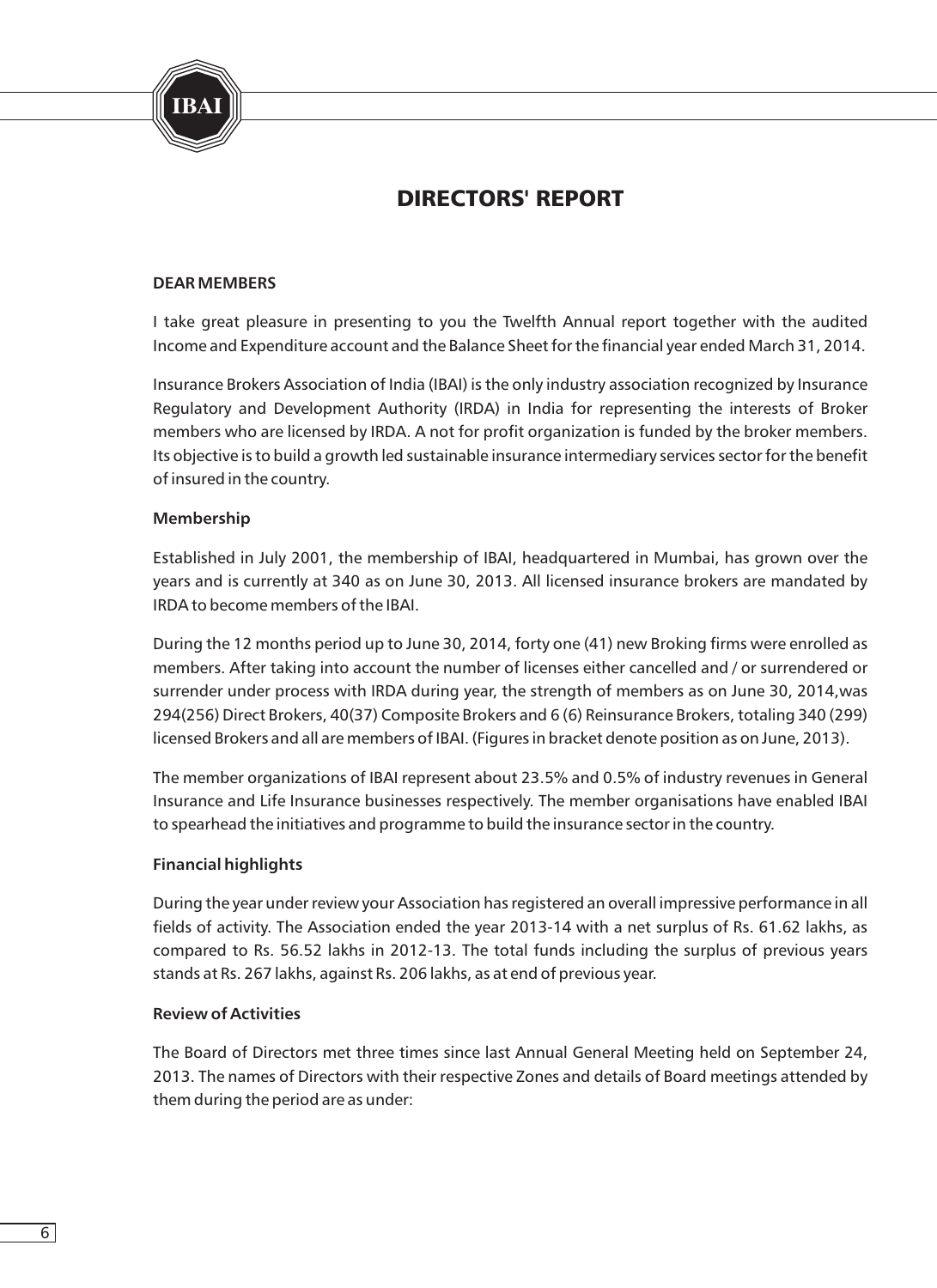# DIRECTORS' REPORT

**DEAR MEMBERS**

I take great pleasure in presenting to you the Twelfth Annual report together with the audited Income and Expenditure account and the Balance Sheet for the financial year ended March 31, 2014.

Insurance Brokers Association of India (IBAI) is the only industry association recognized by Insurance Regulatory and Development Authority (IRDA) in India for representing the interests of Broker members who are licensed by IRDA. A not for profit organization is funded by the broker members. Its objective is to build a growth led sustainable insurance intermediary services sector for the benefit of insured in the country.

**Membership**

Established in July 2001, the membership of IBAI, headquartered in Mumbai, has grown over the years and is currently at 340 as on June 30, 2013. All licensed insurance brokers are mandated by IRDA to become members of the IBAI.

During the 12 months period up to June 30, 2014, forty one (41) new Broking firms were enrolled as members. After taking into account the number of licenses either cancelled and / or surrendered or surrender under process with IRDA during year, the strength of members as on June 30, 2014,was 294(256) Direct Brokers, 40(37) Composite Brokers and 6 (6) Reinsurance Brokers, totaling 340 (299) licensed Brokers and all are members of IBAI. (Figures in bracket denote position as on June, 2013).

The member organizations of IBAI represent about 23.5% and 0.5% of industry revenues in General Insurance and Life Insurance businesses respectively. The member organisations have enabled IBAI to spearhead the initiatives and programme to build the insurance sector in the country.

**Financial highlights**

During the year under review your Association has registered an overall impressive performance in all fields of activity. The Association ended the year 2013-14 with a net surplus of Rs. 61.62 lakhs, as compared to Rs. 56.52 lakhs in 2012-13. The total funds including the surplus of previous years stands at Rs. 267 lakhs, against Rs. 206 lakhs, as at end of previous year.

**Review of Activities**

The Board of Directors met three times since last Annual General Meeting held on September 24, 2013. The names of Directors with their respective Zones and details of Board meetings attended by them during the period are as under: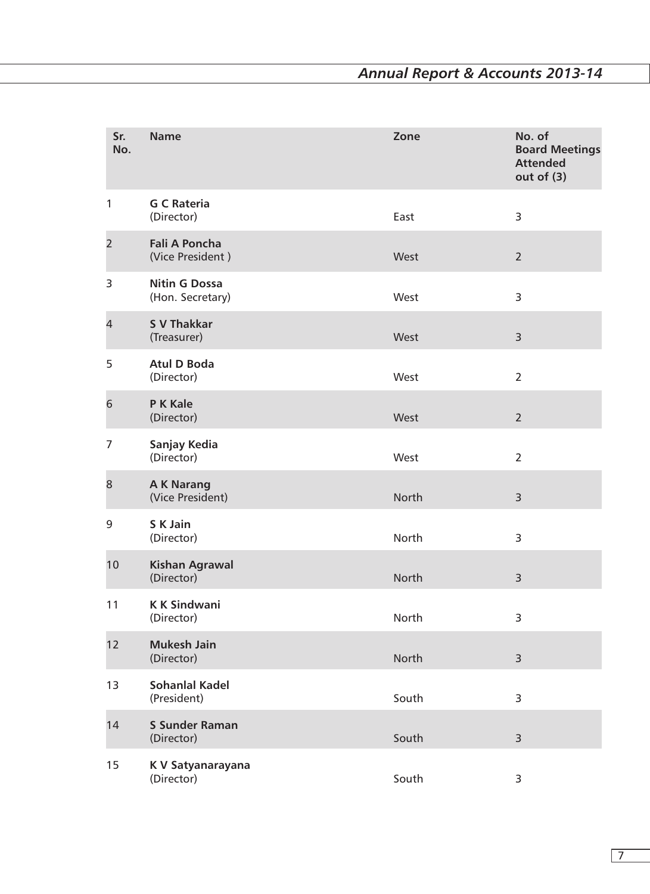| Sr. No. | Name | Zone | No. of Board Meetings Attended out of (3) |
|---|---|---|---|
| 1 | **G C Rateria** (Director) | East | 3 |
| 2 | **Fali A Poncha** (Vice President ) | West | 2 |
| 3 | **Nitin G Dossa** (Hon. Secretary) | West | 3 |
| 4 | **S V Thakkar** (Treasurer) | West | 3 |
| 5 | **Atul D Boda** (Director) | West | 2 |
| 6 | **P K Kale** (Director) | West | 2 |
| 7 | **Sanjay Kedia** (Director) | West | 2 |
| 8 | **A K Narang** (Vice President) | North | 3 |
| 9 | **S K Jain** (Director) | North | 3 |
| 10 | **Kishan Agrawal** (Director) | North | 3 |
| 11 | **K K Sindwani** (Director) | North | 3 |
| 12 | **Mukesh Jain** (Director) | North | 3 |
| 13 | **Sohanlal Kadel** (President) | South | 3 |
| 14 | **S Sunder Raman** (Director) | South | 3 |
| 15 | **K V Satyanarayana** (Director) | South | 3 |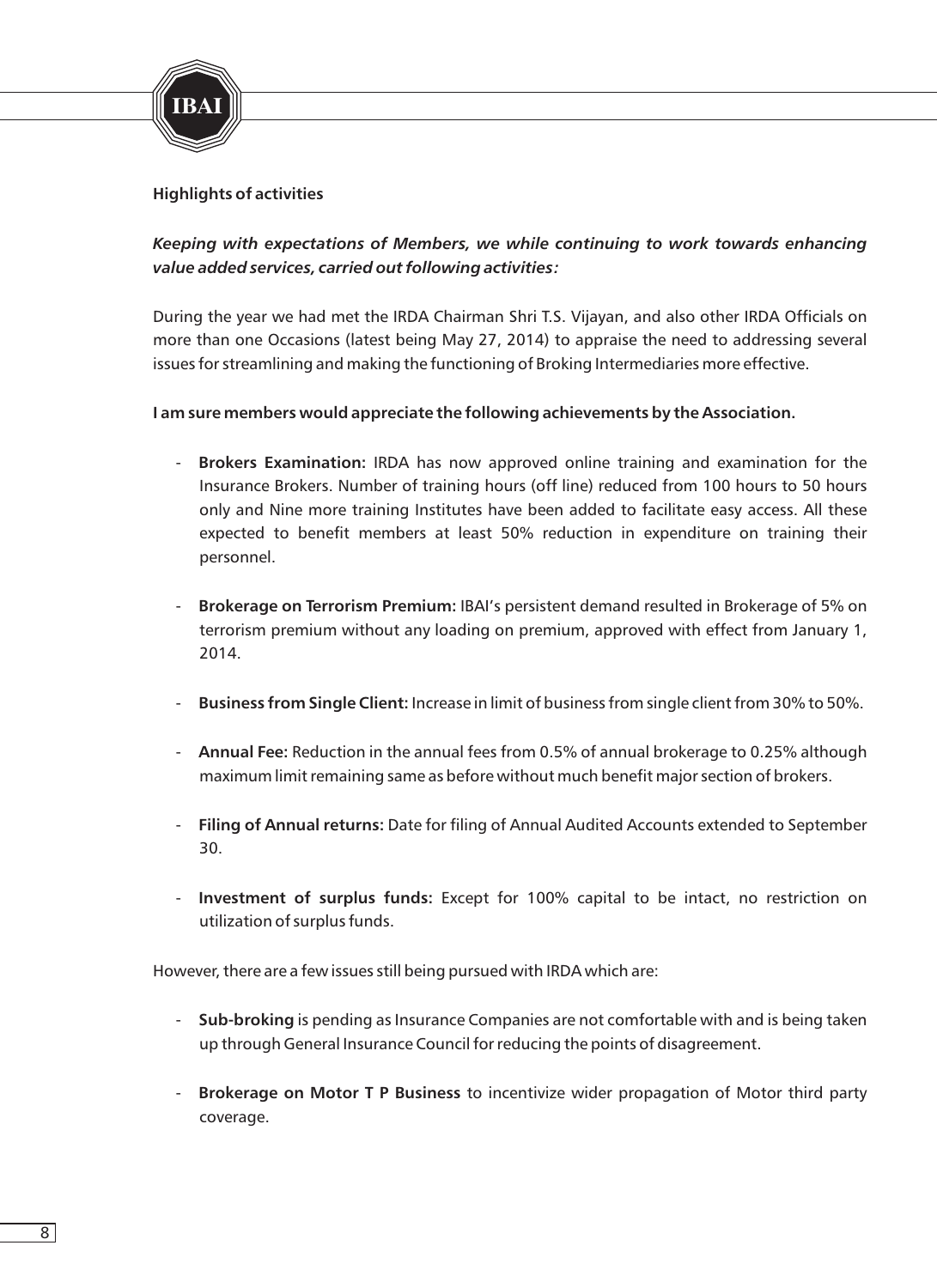**Highlights of activities**

***Keeping with expectations of Members, we while continuing to work towards enhancing value added services, carried out following activities:***

During the year we had met the IRDA Chairman Shri T.S. Vijayan, and also other IRDA Officials on more than one Occasions (latest being May 27, 2014) to appraise the need to addressing several issues for streamlining and making the functioning of Broking Intermediaries more effective.

**I am sure members would appreciate the following achievements by the Association.**

- **Brokers Examination:** IRDA has now approved online training and examination for the Insurance Brokers. Number of training hours (off line) reduced from 100 hours to 50 hours only and Nine more training Institutes have been added to facilitate easy access. All these expected to benefit members at least 50% reduction in expenditure on training their personnel.

- **Brokerage on Terrorism Premium:** IBAI's persistent demand resulted in Brokerage of 5% on terrorism premium without any loading on premium, approved with effect from January 1, 2014.

- **Business from Single Client:** Increase in limit of business from single client from 30% to 50%.

- **Annual Fee:** Reduction in the annual fees from 0.5% of annual brokerage to 0.25% although maximum limit remaining same as before without much benefit major section of brokers.

- **Filing of Annual returns:** Date for filing of Annual Audited Accounts extended to September 30.

- **Investment of surplus funds:** Except for 100% capital to be intact, no restriction on utilization of surplus funds.

However, there are a few issues still being pursued with IRDA which are:

- **Sub-broking** is pending as Insurance Companies are not comfortable with and is being taken up through General Insurance Council for reducing the points of disagreement.

- **Brokerage on Motor T P Business** to incentivize wider propagation of Motor third party coverage.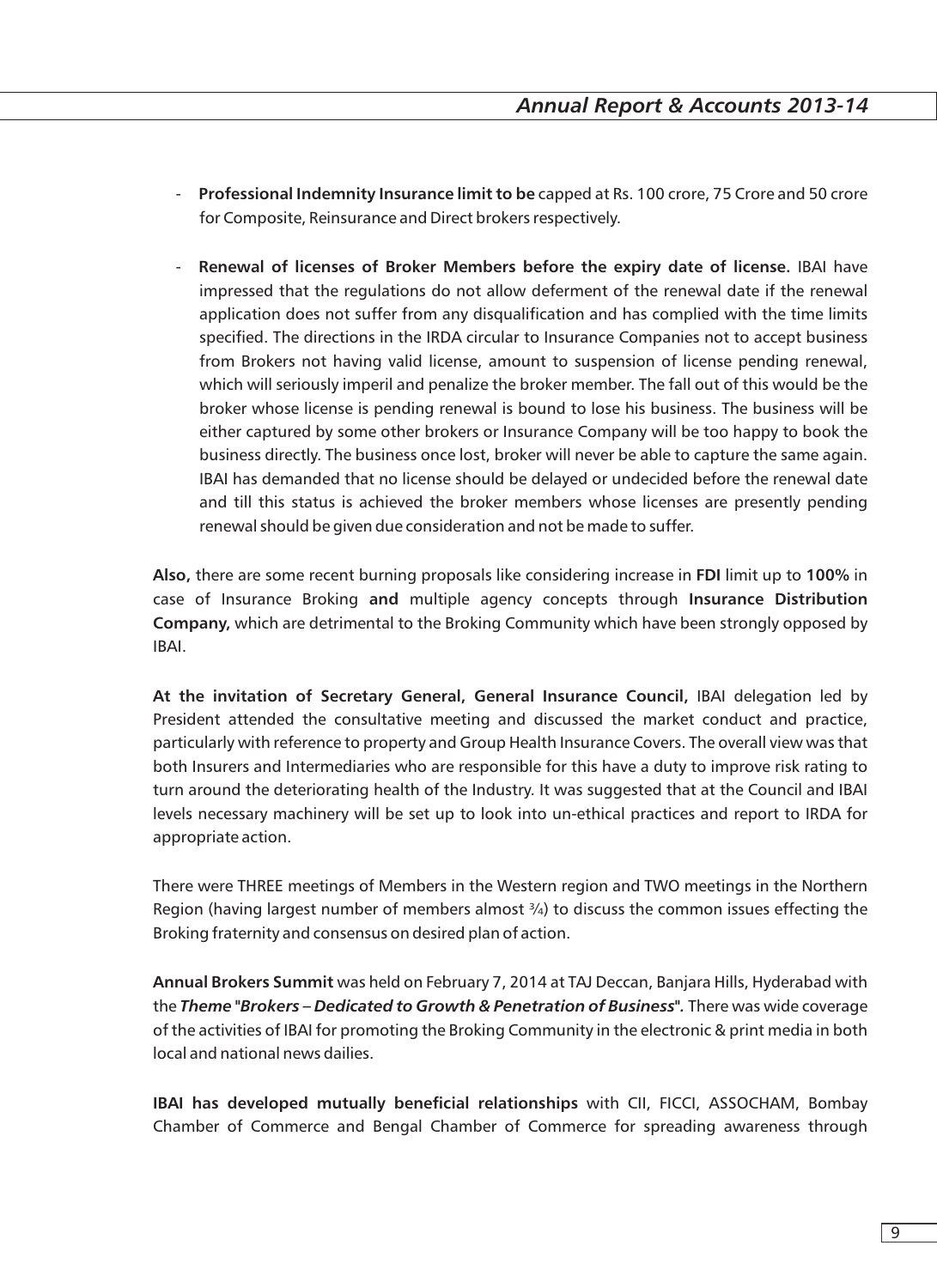- **Professional Indemnity Insurance limit to be** capped at Rs. 100 crore, 75 Crore and 50 crore for Composite, Reinsurance and Direct brokers respectively.

- **Renewal of licenses of Broker Members before the expiry date of license.** IBAI have impressed that the regulations do not allow deferment of the renewal date if the renewal application does not suffer from any disqualification and has complied with the time limits specified. The directions in the IRDA circular to Insurance Companies not to accept business from Brokers not having valid license, amount to suspension of license pending renewal, which will seriously imperil and penalize the broker member. The fall out of this would be the broker whose license is pending renewal is bound to lose his business. The business will be either captured by some other brokers or Insurance Company will be too happy to book the business directly. The business once lost, broker will never be able to capture the same again. IBAI has demanded that no license should be delayed or undecided before the renewal date and till this status is achieved the broker members whose licenses are presently pending renewal should be given due consideration and not be made to suffer.

**Also,** there are some recent burning proposals like considering increase in **FDI** limit up to **100%** in case of Insurance Broking **and** multiple agency concepts through **Insurance Distribution Company,** which are detrimental to the Broking Community which have been strongly opposed by IBAI.

**At the invitation of Secretary General, General Insurance Council,** IBAI delegation led by President attended the consultative meeting and discussed the market conduct and practice, particularly with reference to property and Group Health Insurance Covers. The overall view was that both Insurers and Intermediaries who are responsible for this have a duty to improve risk rating to turn around the deteriorating health of the Industry. It was suggested that at the Council and IBAI levels necessary machinery will be set up to look into un-ethical practices and report to IRDA for appropriate action.

There were THREE meetings of Members in the Western region and TWO meetings in the Northern Region (having largest number of members almost ¾) to discuss the common issues effecting the Broking fraternity and consensus on desired plan of action.

**Annual Brokers Summit** was held on February 7, 2014 at TAJ Deccan, Banjara Hills, Hyderabad with the ***Theme "Brokers – Dedicated to Growth & Penetration of Business".*** There was wide coverage of the activities of IBAI for promoting the Broking Community in the electronic & print media in both local and national news dailies.

**IBAI has developed mutually beneficial relationships** with CII, FICCI, ASSOCHAM, Bombay Chamber of Commerce and Bengal Chamber of Commerce for spreading awareness through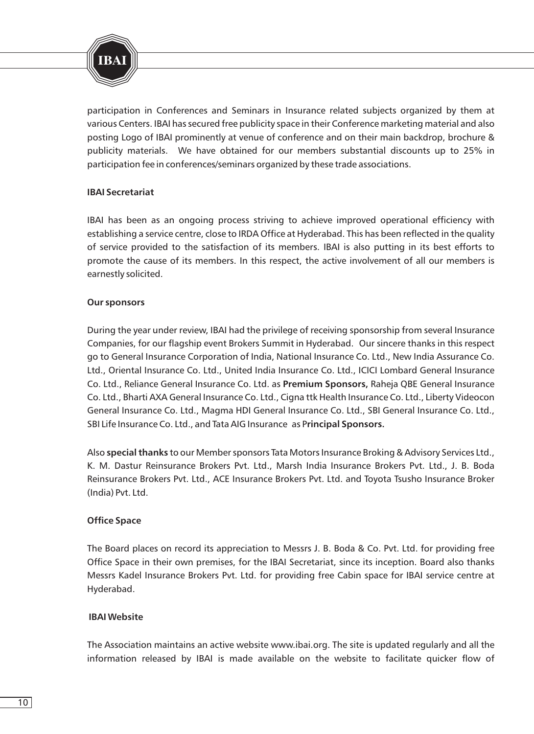participation in Conferences and Seminars in Insurance related subjects organized by them at various Centers. IBAI has secured free publicity space in their Conference marketing material and also posting Logo of IBAI prominently at venue of conference and on their main backdrop, brochure & publicity materials. We have obtained for our members substantial discounts up to 25% in participation fee in conferences/seminars organized by these trade associations.

**IBAI Secretariat**

IBAI has been as an ongoing process striving to achieve improved operational efficiency with establishing a service centre, close to IRDA Office at Hyderabad. This has been reflected in the quality of service provided to the satisfaction of its members. IBAI is also putting in its best efforts to promote the cause of its members. In this respect, the active involvement of all our members is earnestly solicited.

**Our sponsors**

During the year under review, IBAI had the privilege of receiving sponsorship from several Insurance Companies, for our flagship event Brokers Summit in Hyderabad. Our sincere thanks in this respect go to General Insurance Corporation of India, National Insurance Co. Ltd., New India Assurance Co. Ltd., Oriental Insurance Co. Ltd., United India Insurance Co. Ltd., ICICI Lombard General Insurance Co. Ltd., Reliance General Insurance Co. Ltd. as **Premium Sponsors,** Raheja QBE General Insurance Co. Ltd., Bharti AXA General Insurance Co. Ltd., Cigna ttk Health Insurance Co. Ltd., Liberty Videocon General Insurance Co. Ltd., Magma HDI General Insurance Co. Ltd., SBI General Insurance Co. Ltd., SBI Life Insurance Co. Ltd., and Tata AIG Insurance as P**rincipal Sponsors.**

Also **special thanks** to our Member sponsors Tata Motors Insurance Broking & Advisory Services Ltd., K. M. Dastur Reinsurance Brokers Pvt. Ltd., Marsh India Insurance Brokers Pvt. Ltd., J. B. Boda Reinsurance Brokers Pvt. Ltd., ACE Insurance Brokers Pvt. Ltd. and Toyota Tsusho Insurance Broker (India) Pvt. Ltd.

**Office Space**

The Board places on record its appreciation to Messrs J. B. Boda & Co. Pvt. Ltd. for providing free Office Space in their own premises, for the IBAI Secretariat, since its inception. Board also thanks Messrs Kadel Insurance Brokers Pvt. Ltd. for providing free Cabin space for IBAI service centre at Hyderabad.

**IBAI Website**

The Association maintains an active website www.ibai.org. The site is updated regularly and all the information released by IBAI is made available on the website to facilitate quicker flow of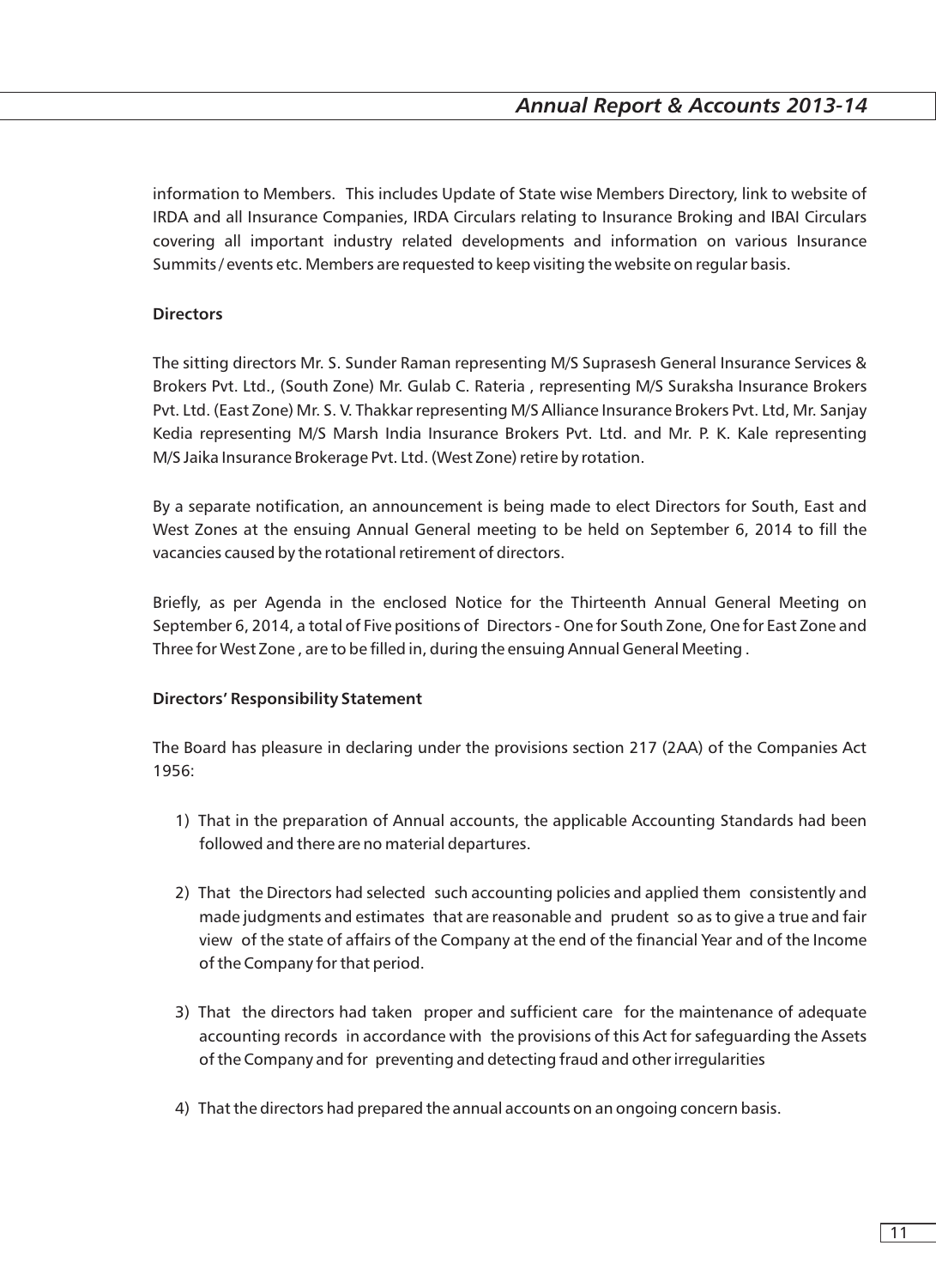information to Members. This includes Update of State wise Members Directory, link to website of IRDA and all Insurance Companies, IRDA Circulars relating to Insurance Broking and IBAI Circulars covering all important industry related developments and information on various Insurance Summits / events etc. Members are requested to keep visiting the website on regular basis.

**Directors**

The sitting directors Mr. S. Sunder Raman representing M/S Suprasesh General Insurance Services & Brokers Pvt. Ltd., (South Zone) Mr. Gulab C. Rateria , representing M/S Suraksha Insurance Brokers Pvt. Ltd. (East Zone) Mr. S. V. Thakkar representing M/S Alliance Insurance Brokers Pvt. Ltd, Mr. Sanjay Kedia representing M/S Marsh India Insurance Brokers Pvt. Ltd. and Mr. P. K. Kale representing M/S Jaika Insurance Brokerage Pvt. Ltd. (West Zone) retire by rotation.

By a separate notification, an announcement is being made to elect Directors for South, East and West Zones at the ensuing Annual General meeting to be held on September 6, 2014 to fill the vacancies caused by the rotational retirement of directors.

Briefly, as per Agenda in the enclosed Notice for the Thirteenth Annual General Meeting on September 6, 2014, a total of Five positions of Directors - One for South Zone, One for East Zone and Three for West Zone , are to be filled in, during the ensuing Annual General Meeting .

**Directors' Responsibility Statement**

The Board has pleasure in declaring under the provisions section 217 (2AA) of the Companies Act 1956:

1) That in the preparation of Annual accounts, the applicable Accounting Standards had been followed and there are no material departures.

2) That the Directors had selected such accounting policies and applied them consistently and made judgments and estimates that are reasonable and prudent so as to give a true and fair view of the state of affairs of the Company at the end of the financial Year and of the Income of the Company for that period.

3) That the directors had taken proper and sufficient care for the maintenance of adequate accounting records in accordance with the provisions of this Act for safeguarding the Assets of the Company and for preventing and detecting fraud and other irregularities

4) That the directors had prepared the annual accounts on an ongoing concern basis.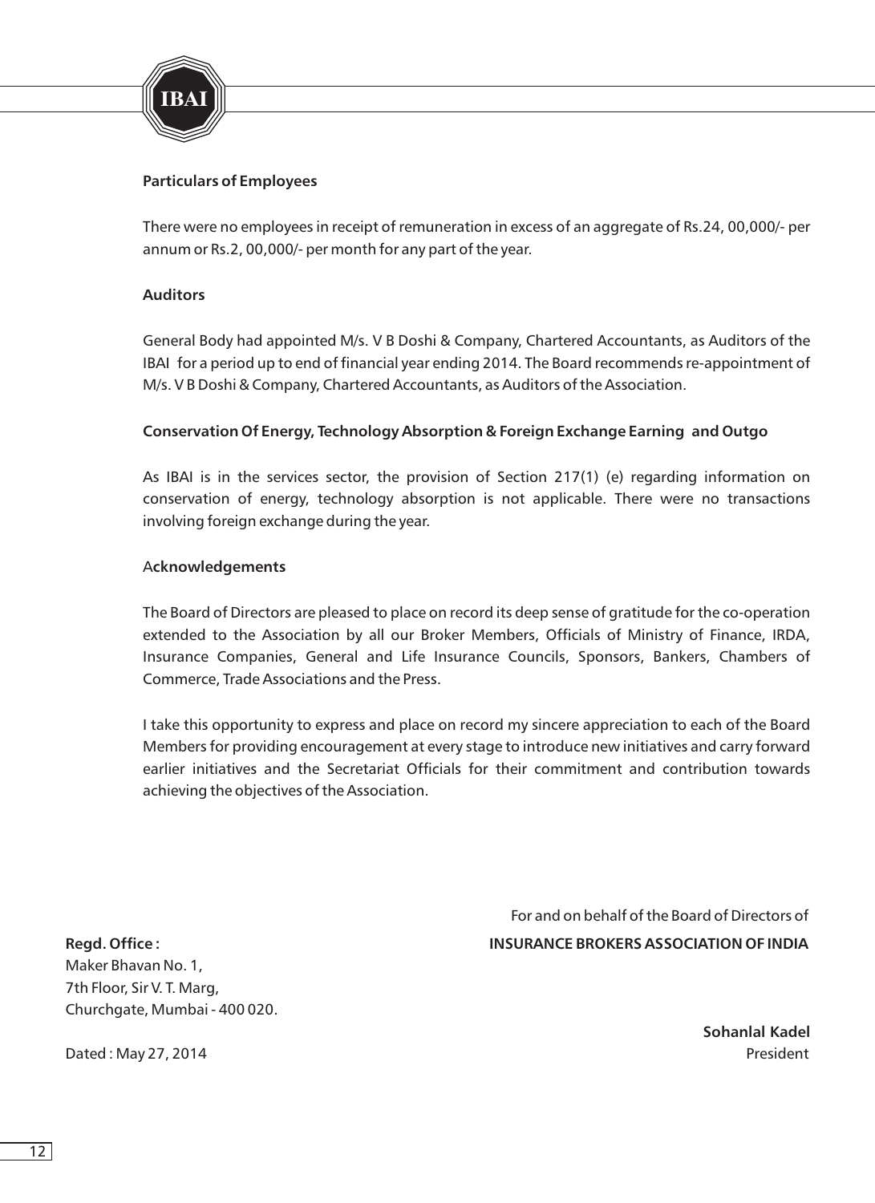**Particulars of Employees**

There were no employees in receipt of remuneration in excess of an aggregate of Rs.24, 00,000/- per annum or Rs.2, 00,000/- per month for any part of the year.

**Auditors**

General Body had appointed M/s. V B Doshi & Company, Chartered Accountants, as Auditors of the IBAI for a period up to end of financial year ending 2014. The Board recommends re-appointment of M/s. V B Doshi & Company, Chartered Accountants, as Auditors of the Association.

**Conservation Of Energy, Technology Absorption & Foreign Exchange Earning and Outgo**

As IBAI is in the services sector, the provision of Section 217(1) (e) regarding information on conservation of energy, technology absorption is not applicable. There were no transactions involving foreign exchange during the year.

**Acknowledgements**

The Board of Directors are pleased to place on record its deep sense of gratitude for the co-operation extended to the Association by all our Broker Members, Officials of Ministry of Finance, IRDA, Insurance Companies, General and Life Insurance Councils, Sponsors, Bankers, Chambers of Commerce, Trade Associations and the Press.

I take this opportunity to express and place on record my sincere appreciation to each of the Board Members for providing encouragement at every stage to introduce new initiatives and carry forward earlier initiatives and the Secretariat Officials for their commitment and contribution towards achieving the objectives of the Association.

For and on behalf of the Board of Directors of
**INSURANCE BROKERS ASSOCIATION OF INDIA**

**Regd. Office :**
Maker Bhavan No. 1,
7th Floor, Sir V. T. Marg,
Churchgate, Mumbai - 400 020.

Dated : May 27, 2014

**Sohanlal Kadel**
President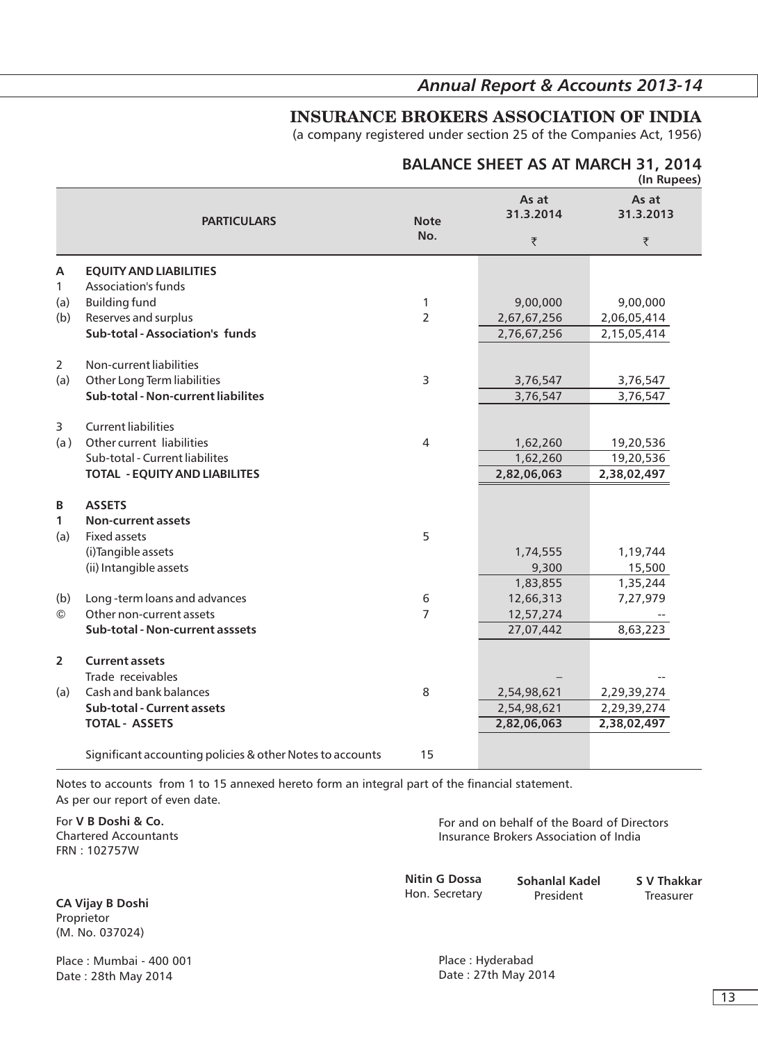# INSURANCE BROKERS ASSOCIATION OF INDIA

(a company registered under section 25 of the Companies Act, 1956)

## BALANCE SHEET AS AT MARCH 31, 2014

(In Rupees)

| | PARTICULARS | Note No. | As at 31.3.2014 ₹ | As at 31.3.2013 ₹ |
|---|---|---|---|---|
| **A** | **EQUITY AND LIABILITIES** | | | |
| 1 | Association's funds | | | |
| (a) | Building fund | 1 | 9,00,000 | 9,00,000 |
| (b) | Reserves and surplus | 2 | 2,67,67,256 | 2,06,05,414 |
| | **Sub-total - Association's funds** | | 2,76,67,256 | 2,15,05,414 |
| 2 | Non-current liabilities | | | |
| (a) | Other Long Term liabilities | 3 | 3,76,547 | 3,76,547 |
| | **Sub-total - Non-current liabilites** | | 3,76,547 | 3,76,547 |
| 3 | Current liabilities | | | |
| (a ) | Other current liabilities | 4 | 1,62,260 | 19,20,536 |
| | Sub-total - Current liabilites | | 1,62,260 | 19,20,536 |
| | **TOTAL - EQUITY AND LIABILITES** | | **2,82,06,063** | **2,38,02,497** |
| **B** | **ASSETS** | | | |
| **1** | **Non-current assets** | | | |
| (a) | Fixed assets | 5 | | |
| | (i)Tangible assets | | 1,74,555 | 1,19,744 |
| | (ii) Intangible assets | | 9,300 | 15,500 |
| | | | 1,83,855 | 1,35,244 |
| (b) | Long -term loans and advances | 6 | 12,66,313 | 7,27,979 |
| © | Other non-current assets | 7 | 12,57,274 | -- |
| | **Sub-total - Non-current asssets** | | 27,07,442 | 8,63,223 |
| **2** | **Current assets** | | | |
| | Trade receivables | | – | -- |
| (a) | Cash and bank balances | 8 | 2,54,98,621 | 2,29,39,274 |
| | **Sub-total - Current assets** | | 2,54,98,621 | 2,29,39,274 |
| | **TOTAL - ASSETS** | | **2,82,06,063** | **2,38,02,497** |
| | Significant accounting policies & other Notes to accounts | 15 | | |

Notes to accounts from 1 to 15 annexed hereto form an integral part of the financial statement.
As per our report of even date.

For **V B Doshi & Co.**
Chartered Accountants
FRN : 102757W

**CA Vijay B Doshi**
Proprietor
(M. No. 037024)

Place : Mumbai - 400 001
Date : 28th May 2014

For and on behalf of the Board of Directors
Insurance Brokers Association of India

| **Nitin G Dossa** | **Sohanlal Kadel** | **S V Thakkar** |
|---|---|---|
| Hon. Secretary | President | Treasurer |

Place : Hyderabad
Date : 27th May 2014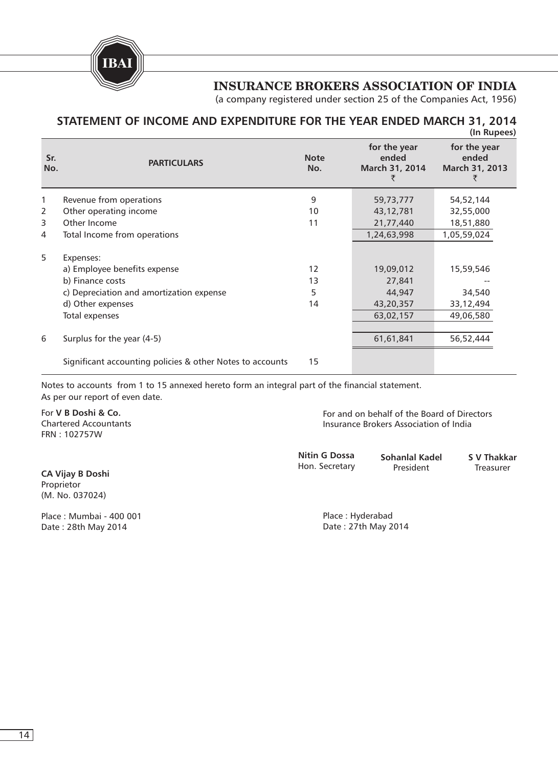# INSURANCE BROKERS ASSOCIATION OF INDIA

(a company registered under section 25 of the Companies Act, 1956)

## STATEMENT OF INCOME AND EXPENDITURE FOR THE YEAR ENDED MARCH 31, 2014

**(In Rupees)**

| Sr. No. | PARTICULARS | Note No. | for the year ended March 31, 2014 ₹ | for the year ended March 31, 2013 ₹ |
|---|---|---|---|---|
| 1 | Revenue from operations | 9 | 59,73,777 | 54,52,144 |
| 2 | Other operating income | 10 | 43,12,781 | 32,55,000 |
| 3 | Other Income | 11 | 21,77,440 | 18,51,880 |
| 4 | Total Income from operations | | 1,24,63,998 | 1,05,59,024 |
| 5 | Expenses: | | | |
| | a) Employee benefits expense | 12 | 19,09,012 | 15,59,546 |
| | b) Finance costs | 13 | 27,841 | -- |
| | c) Depreciation and amortization expense | 5 | 44,947 | 34,540 |
| | d) Other expenses | 14 | 43,20,357 | 33,12,494 |
| | Total expenses | | 63,02,157 | 49,06,580 |
| 6 | Surplus for the year (4-5) | | 61,61,841 | 56,52,444 |
| | Significant accounting policies & other Notes to accounts | 15 | | |

Notes to accounts from 1 to 15 annexed hereto form an integral part of the financial statement.

As per our report of even date.

For **V B Doshi & Co.**
Chartered Accountants
FRN : 102757W

**CA Vijay B Doshi**
Proprietor
(M. No. 037024)

Place : Mumbai - 400 001
Date : 28th May 2014

For and on behalf of the Board of Directors
Insurance Brokers Association of India

| **Nitin G Dossa** | **Sohanlal Kadel** | **S V Thakkar** |
|---|---|---|
| Hon. Secretary | President | Treasurer |

Place : Hyderabad
Date : 27th May 2014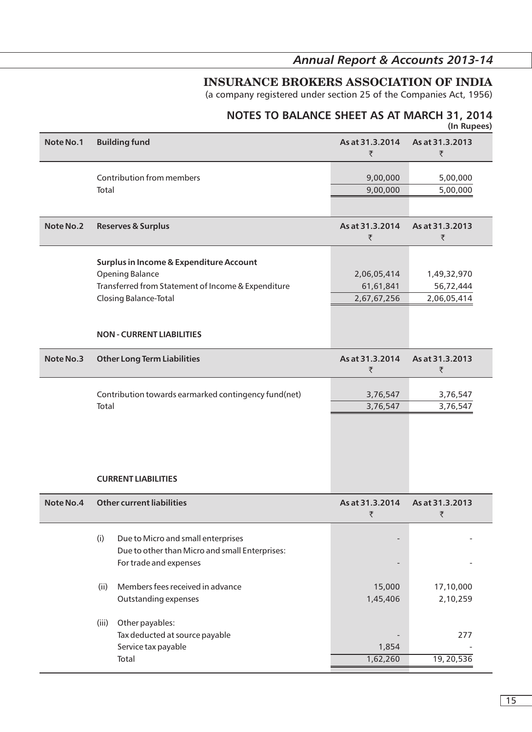# INSURANCE BROKERS ASSOCIATION OF INDIA

(a company registered under section 25 of the Companies Act, 1956)

## NOTES TO BALANCE SHEET AS AT MARCH 31, 2014

**(In Rupees)**

| Note No.1 | Building fund | As at 31.3.2014 ₹ | As at 31.3.2013 ₹ |
|---|---|---|---|
| | Contribution from members | 9,00,000 | 5,00,000 |
| | Total | 9,00,000 | 5,00,000 |

| Note No.2 | Reserves & Surplus | As at 31.3.2014 ₹ | As at 31.3.2013 ₹ |
|---|---|---|---|
| | **Surplus in Income & Expenditure Account** | | |
| | Opening Balance | 2,06,05,414 | 1,49,32,970 |
| | Transferred from Statement of Income & Expenditure | 61,61,841 | 56,72,444 |
| | Closing Balance-Total | 2,67,67,256 | 2,06,05,414 |

**NON - CURRENT LIABILITIES**

| Note No.3 | Other Long Term Liabilities | As at 31.3.2014 ₹ | As at 31.3.2013 ₹ |
|---|---|---|---|
| | Contribution towards earmarked contingency fund(net) | 3,76,547 | 3,76,547 |
| | Total | 3,76,547 | 3,76,547 |

**CURRENT LIABILITIES**

| Note No.4 | Other current liabilities | As at 31.3.2014 ₹ | As at 31.3.2013 ₹ |
|---|---|---|---|
| | (i) Due to Micro and small enterprises | - | - |
| | Due to other than Micro and small Enterprises: | | |
| | For trade and expenses | - | - |
| | (ii) Members fees received in advance | 15,000 | 17,10,000 |
| | Outstanding expenses | 1,45,406 | 2,10,259 |
| | (iii) Other payables: | | |
| | Tax deducted at source payable | - | 277 |
| | Service tax payable | 1,854 | - |
| | Total | 1,62,260 | 19, 20,536 |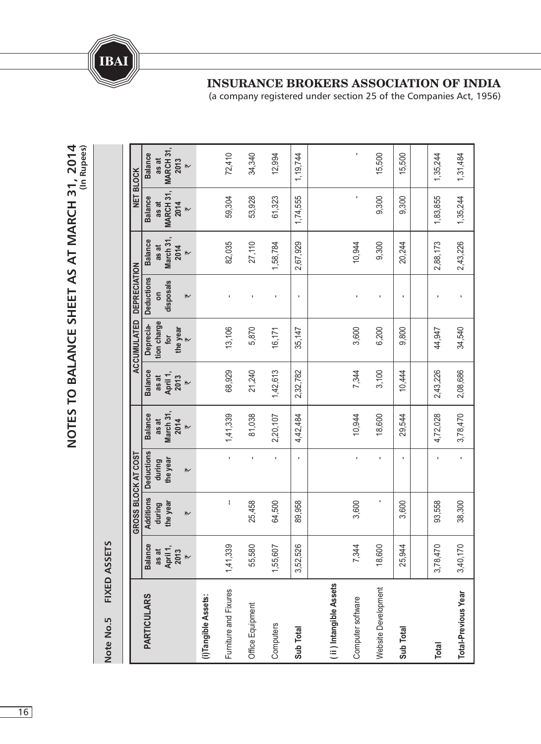# INSURANCE BROKERS ASSOCIATION OF INDIA

(a company registered under section 25 of the Companies Act, 1956)

## NOTES TO BALANCE SHEET AS AT MARCH 31, 2014

(In Rupees)

### Note No.5 FIXED ASSETS

| PARTICULARS | GROSS BLOCK AT COST | | | | ACCUMULATED DEPRECIATION | | | | NET BLOCK | |
|---|---|---|---|---|---|---|---|---|---|---|
| | Balance as at April 1, 2013 ₹ | Additions during the year ₹ | Deductions during the year ₹ | Balance as at March 31, 2014 ₹ | Balance as at April 1, 2013 ₹ | Deprecia-tion charge for the year ₹ | Deductions on disposals ₹ | Balance as at March 31, 2014 ₹ | Balance as at MARCH 31, 2014 ₹ | Balance as at MARCH 31, 2013 ₹ |
| **(i)Tangible Assets:** | | | | | | | | | | |
| Furniture and Fixures | 1,41,339 | - | - | 1,41,339 | 68,929 | 13,106 | - | 82,035 | 59,304 | 72,410 |
| Office Equipment | 55,580 | 25,458 | - | 81,038 | 21,240 | 5,870 | - | 27,110 | 53,928 | 34,340 |
| Computers | 1,55,607 | 64,500 | - | 2,20,107 | 1,42,613 | 16,171 | - | 1,58,784 | 61,323 | 12,994 |
| **Sub Total** | 3,52,526 | 89,958 | | 4,42,484 | 2,32,782 | 35,147 | - | 2,67,929 | 1,74,555 | 1,19,744 |
| **( ii ) Intangible Assets** | | | | | | | | | | |
| Computer software | 7,344 | 3,600 | - | 10,944 | 7,344 | 3,600 | - | 10,944 | - | - |
| Website Development | 18,600 | - | - | 18,600 | 3,100 | 6,200 | - | 9,300 | 9,300 | 15,500 |
| **Sub Total** | 25,944 | 3,600 | - | 29,544 | 10,444 | 9,800 | - | 20,244 | 9,300 | 15,500 |
| **Total** | 3,78,470 | 93,558 | - | 4,72,028 | 2,43,226 | 44,947 | - | 2,88,173 | 1,83,855 | 1,35,244 |
| **Total-Previous Year** | 3,40,170 | 38,300 | - | 3,78,470 | 2,08,686 | 34,540 | - | 2,43,226 | 1,35,244 | 1,31,484 |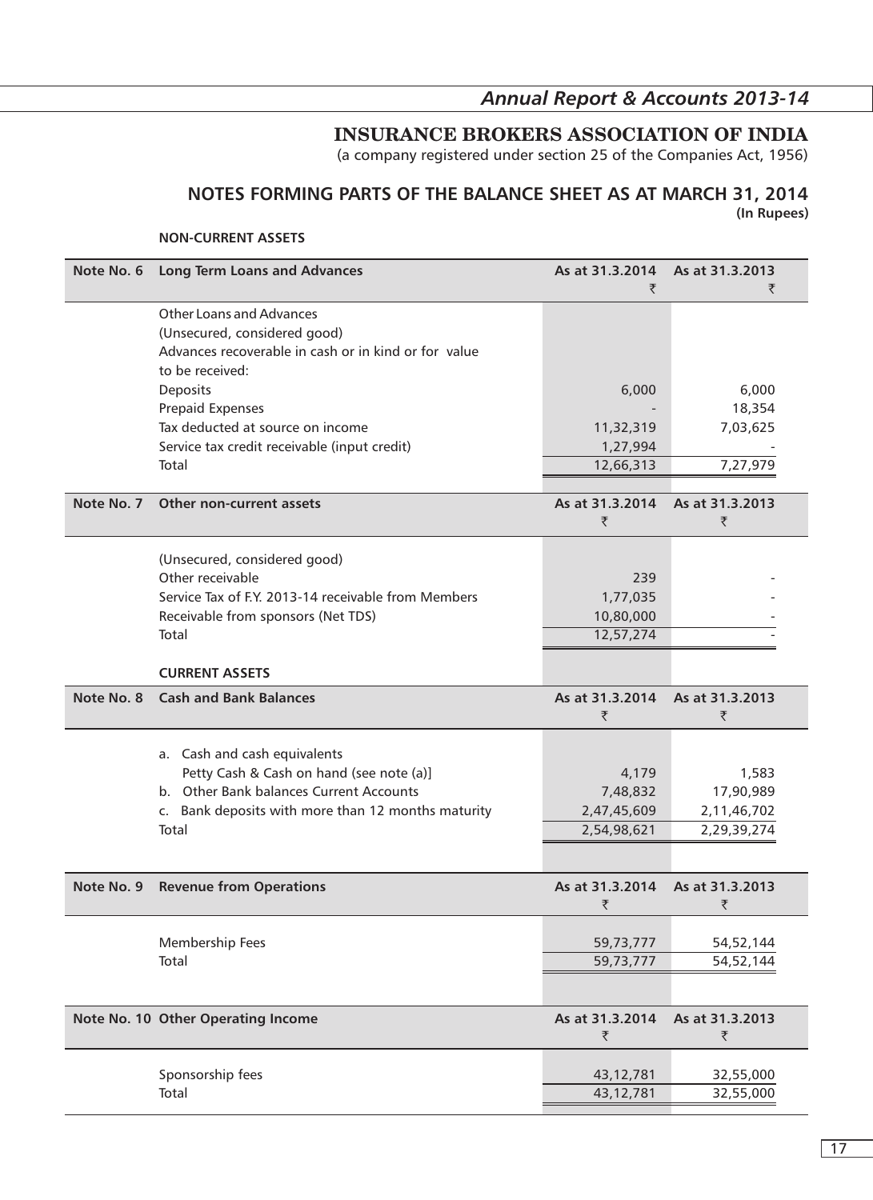# INSURANCE BROKERS ASSOCIATION OF INDIA

(a company registered under section 25 of the Companies Act, 1956)

## NOTES FORMING PARTS OF THE BALANCE SHEET AS AT MARCH 31, 2014

**(In Rupees)**

**NON-CURRENT ASSETS**

| Note No. 6 | Long Term Loans and Advances | As at 31.3.2014 ₹ | As at 31.3.2013 ₹ |
|---|---|---|---|
| | Other Loans and Advances | | |
| | (Unsecured, considered good) | | |
| | Advances recoverable in cash or in kind or for value to be received: | | |
| | Deposits | 6,000 | 6,000 |
| | Prepaid Expenses | - | 18,354 |
| | Tax deducted at source on income | 11,32,319 | 7,03,625 |
| | Service tax credit receivable (input credit) | 1,27,994 | - |
| | Total | 12,66,313 | 7,27,979 |

| Note No. 7 | Other non-current assets | As at 31.3.2014 ₹ | As at 31.3.2013 ₹ |
|---|---|---|---|
| | (Unsecured, considered good) | | |
| | Other receivable | 239 | - |
| | Service Tax of F.Y. 2013-14 receivable from Members | 1,77,035 | - |
| | Receivable from sponsors (Net TDS) | 10,80,000 | - |
| | Total | 12,57,274 | - |

**CURRENT ASSETS**

| Note No. 8 | Cash and Bank Balances | As at 31.3.2014 ₹ | As at 31.3.2013 ₹ |
|---|---|---|---|
| | a. Cash and cash equivalents | | |
| | Petty Cash & Cash on hand (see note (a)] | 4,179 | 1,583 |
| | b. Other Bank balances Current Accounts | 7,48,832 | 17,90,989 |
| | c. Bank deposits with more than 12 months maturity | 2,47,45,609 | 2,11,46,702 |
| | Total | 2,54,98,621 | 2,29,39,274 |

| Note No. 9 | Revenue from Operations | As at 31.3.2014 ₹ | As at 31.3.2013 ₹ |
|---|---|---|---|
| | Membership Fees | 59,73,777 | 54,52,144 |
| | Total | 59,73,777 | 54,52,144 |

| Note No. 10 | Other Operating Income | As at 31.3.2014 ₹ | As at 31.3.2013 ₹ |
|---|---|---|---|
| | Sponsorship fees | 43,12,781 | 32,55,000 |
| | Total | 43,12,781 | 32,55,000 |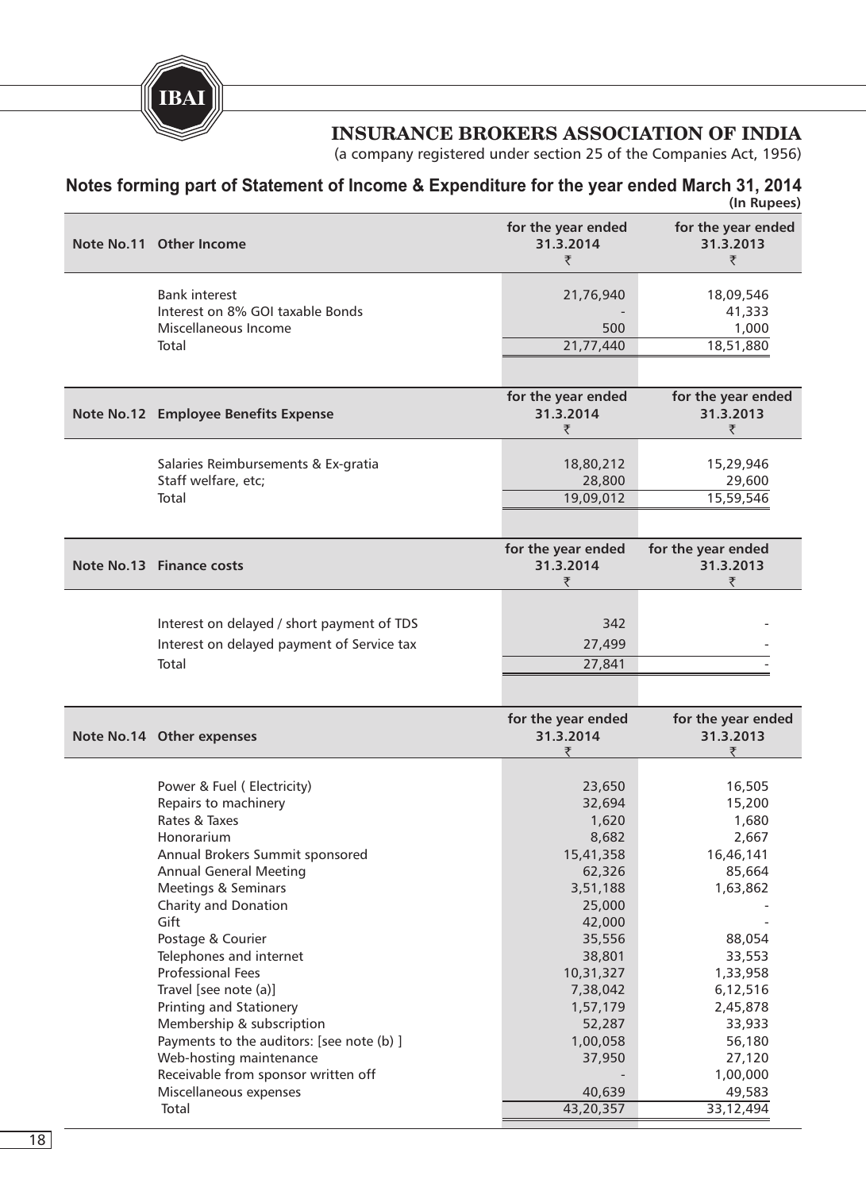# INSURANCE BROKERS ASSOCIATION OF INDIA

(a company registered under section 25 of the Companies Act, 1956)

## Notes forming part of Statement of Income & Expenditure for the year ended March 31, 2014

(In Rupees)

| Note No.11 Other Income | for the year ended 31.3.2014 ₹ | for the year ended 31.3.2013 ₹ |
|---|---|---|
| Bank interest | 21,76,940 | 18,09,546 |
| Interest on 8% GOI taxable Bonds | - | 41,333 |
| Miscellaneous Income | 500 | 1,000 |
| Total | 21,77,440 | 18,51,880 |

| Note No.12 Employee Benefits Expense | for the year ended 31.3.2014 ₹ | for the year ended 31.3.2013 ₹ |
|---|---|---|
| Salaries Reimbursements & Ex-gratia | 18,80,212 | 15,29,946 |
| Staff welfare, etc; | 28,800 | 29,600 |
| Total | 19,09,012 | 15,59,546 |

| Note No.13 Finance costs | for the year ended 31.3.2014 ₹ | for the year ended 31.3.2013 ₹ |
|---|---|---|
| Interest on delayed / short payment of TDS | 342 | - |
| Interest on delayed payment of Service tax | 27,499 | - |
| Total | 27,841 | - |

| Note No.14 Other expenses | for the year ended 31.3.2014 ₹ | for the year ended 31.3.2013 ₹ |
|---|---|---|
| Power & Fuel ( Electricity) | 23,650 | 16,505 |
| Repairs to machinery | 32,694 | 15,200 |
| Rates & Taxes | 1,620 | 1,680 |
| Honorarium | 8,682 | 2,667 |
| Annual Brokers Summit sponsored | 15,41,358 | 16,46,141 |
| Annual General Meeting | 62,326 | 85,664 |
| Meetings & Seminars | 3,51,188 | 1,63,862 |
| Charity and Donation | 25,000 | - |
| Gift | 42,000 | - |
| Postage & Courier | 35,556 | 88,054 |
| Telephones and internet | 38,801 | 33,553 |
| Professional Fees | 10,31,327 | 1,33,958 |
| Travel [see note (a)] | 7,38,042 | 6,12,516 |
| Printing and Stationery | 1,57,179 | 2,45,878 |
| Membership & subscription | 52,287 | 33,933 |
| Payments to the auditors: [see note (b) ] | 1,00,058 | 56,180 |
| Web-hosting maintenance | 37,950 | 27,120 |
| Receivable from sponsor written off | - | 1,00,000 |
| Miscellaneous expenses | 40,639 | 49,583 |
| Total | 43,20,357 | 33,12,494 |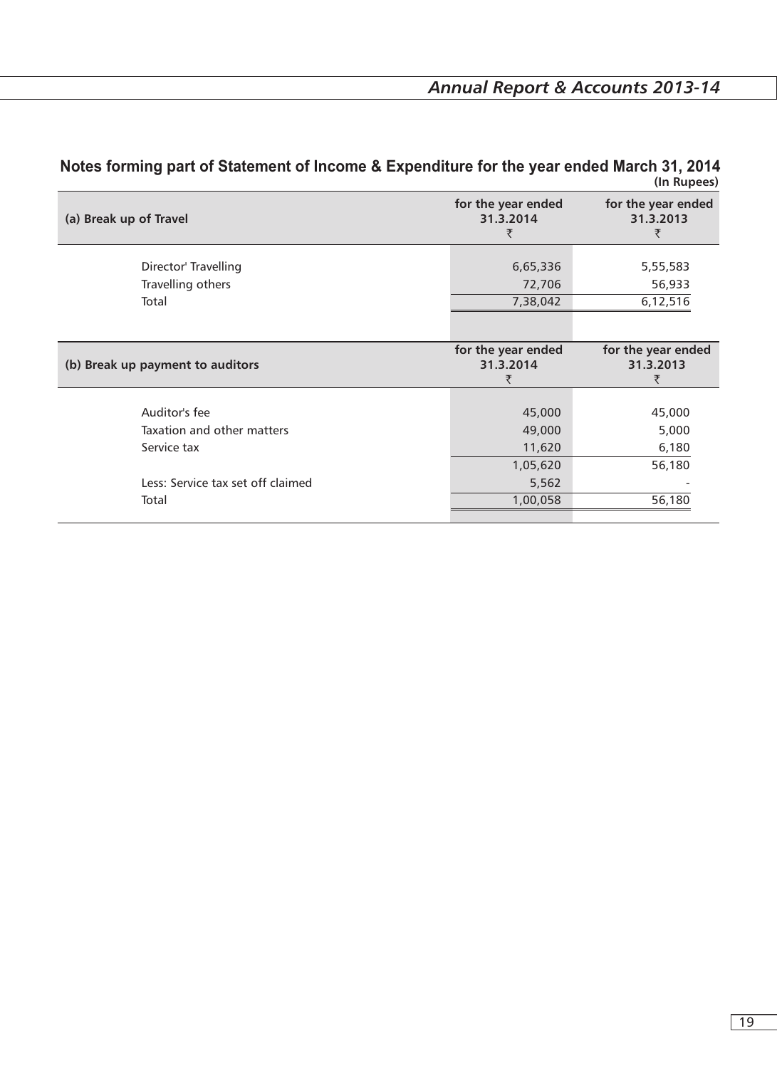## Notes forming part of Statement of Income & Expenditure for the year ended March 31, 2014

(In Rupees)

| (a) Break up of Travel | for the year ended 31.3.2014 ₹ | for the year ended 31.3.2013 ₹ |
|---|---|---|
| Director' Travelling | 6,65,336 | 5,55,583 |
| Travelling others | 72,706 | 56,933 |
| Total | 7,38,042 | 6,12,516 |

| (b) Break up payment to auditors | for the year ended 31.3.2014 ₹ | for the year ended 31.3.2013 ₹ |
|---|---|---|
| Auditor's fee | 45,000 | 45,000 |
| Taxation and other matters | 49,000 | 5,000 |
| Service tax | 11,620 | 6,180 |
| | 1,05,620 | 56,180 |
| Less: Service tax set off claimed | 5,562 | - |
| Total | 1,00,058 | 56,180 |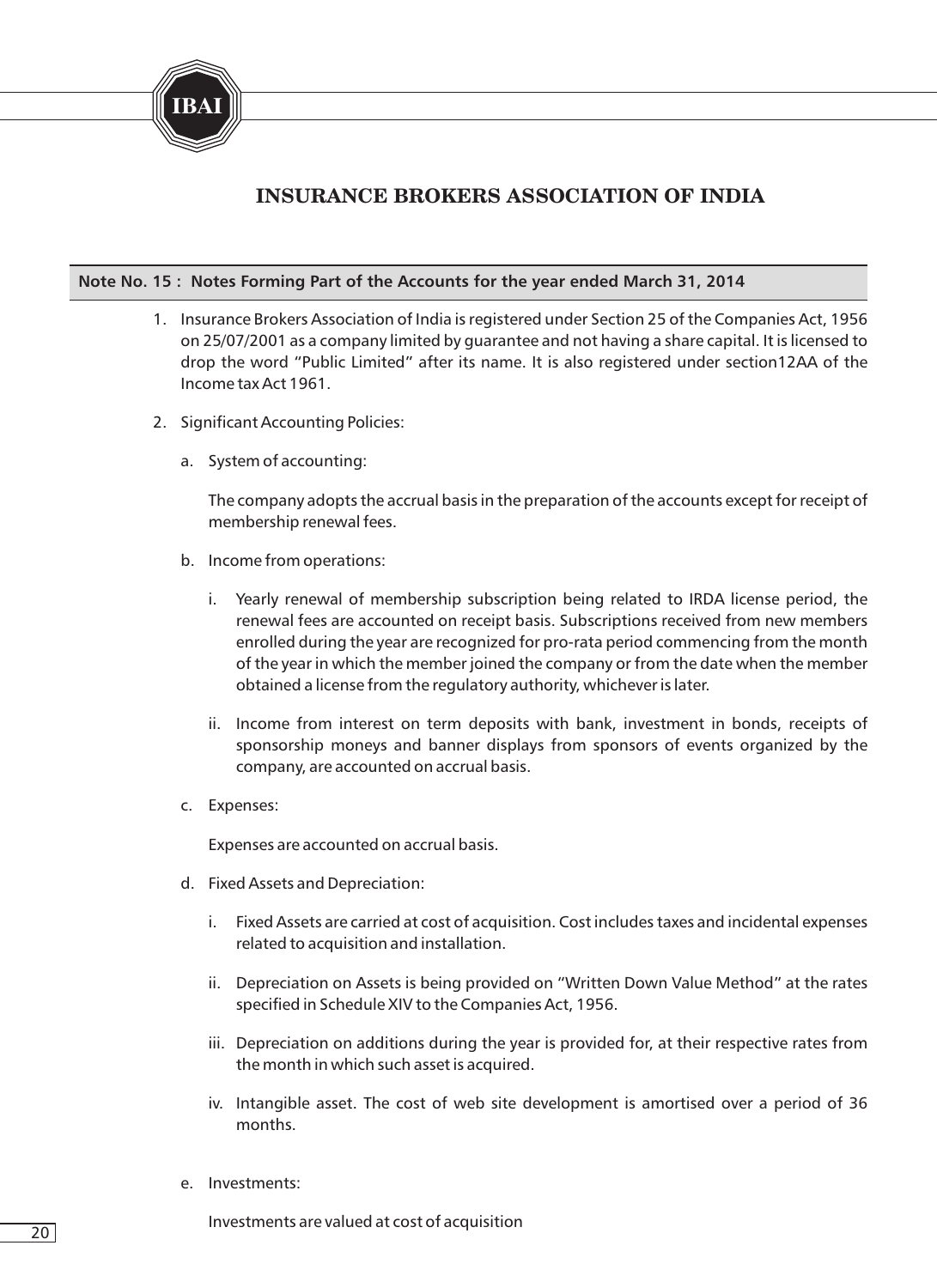# INSURANCE BROKERS ASSOCIATION OF INDIA

**Note No. 15 : Notes Forming Part of the Accounts for the year ended March 31, 2014**

1. Insurance Brokers Association of India is registered under Section 25 of the Companies Act, 1956 on 25/07/2001 as a company limited by guarantee and not having a share capital. It is licensed to drop the word "Public Limited" after its name. It is also registered under section12AA of the Income tax Act 1961.

2. Significant Accounting Policies:

   a. System of accounting:

      The company adopts the accrual basis in the preparation of the accounts except for receipt of membership renewal fees.

   b. Income from operations:

      i. Yearly renewal of membership subscription being related to IRDA license period, the renewal fees are accounted on receipt basis. Subscriptions received from new members enrolled during the year are recognized for pro-rata period commencing from the month of the year in which the member joined the company or from the date when the member obtained a license from the regulatory authority, whichever is later.

      ii. Income from interest on term deposits with bank, investment in bonds, receipts of sponsorship moneys and banner displays from sponsors of events organized by the company, are accounted on accrual basis.

   c. Expenses:

      Expenses are accounted on accrual basis.

   d. Fixed Assets and Depreciation:

      i. Fixed Assets are carried at cost of acquisition. Cost includes taxes and incidental expenses related to acquisition and installation.

      ii. Depreciation on Assets is being provided on "Written Down Value Method" at the rates specified in Schedule XIV to the Companies Act, 1956.

      iii. Depreciation on additions during the year is provided for, at their respective rates from the month in which such asset is acquired.

      iv. Intangible asset. The cost of web site development is amortised over a period of 36 months.

   e. Investments:

      Investments are valued at cost of acquisition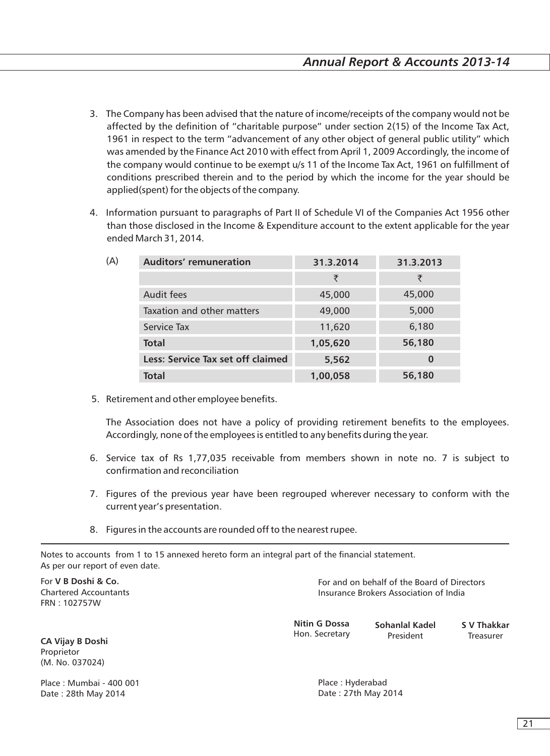3. The Company has been advised that the nature of income/receipts of the company would not be affected by the definition of "charitable purpose" under section 2(15) of the Income Tax Act, 1961 in respect to the term "advancement of any other object of general public utility" which was amended by the Finance Act 2010 with effect from April 1, 2009 Accordingly, the income of the company would continue to be exempt u/s 11 of the Income Tax Act, 1961 on fulfillment of conditions prescribed therein and to the period by which the income for the year should be applied(spent) for the objects of the company.

4. Information pursuant to paragraphs of Part II of Schedule VI of the Companies Act 1956 other than those disclosed in the Income & Expenditure account to the extent applicable for the year ended March 31, 2014.

(A)

| **Auditors' remuneration** | **31.3.2014** | **31.3.2013** |
|---|---|---|
| | ₹ | ₹ |
| Audit fees | 45,000 | 45,000 |
| Taxation and other matters | 49,000 | 5,000 |
| Service Tax | 11,620 | 6,180 |
| **Total** | **1,05,620** | **56,180** |
| **Less: Service Tax set off claimed** | **5,562** | **0** |
| **Total** | **1,00,058** | **56,180** |

5. Retirement and other employee benefits.

   The Association does not have a policy of providing retirement benefits to the employees. Accordingly, none of the employees is entitled to any benefits during the year.

6. Service tax of Rs 1,77,035 receivable from members shown in note no. 7 is subject to confirmation and reconciliation

7. Figures of the previous year have been regrouped wherever necessary to conform with the current year's presentation.

8. Figures in the accounts are rounded off to the nearest rupee.

---

Notes to accounts from 1 to 15 annexed hereto form an integral part of the financial statement.
As per our report of even date.

For **V B Doshi & Co.**
Chartered Accountants
FRN : 102757W

**CA Vijay B Doshi**
Proprietor
(M. No. 037024)

Place : Mumbai - 400 001
Date : 28th May 2014

For and on behalf of the Board of Directors
Insurance Brokers Association of India

**Nitin G Dossa**
Hon. Secretary

**Sohanlal Kadel**
President

**S V Thakkar**
Treasurer

Place : Hyderabad
Date : 27th May 2014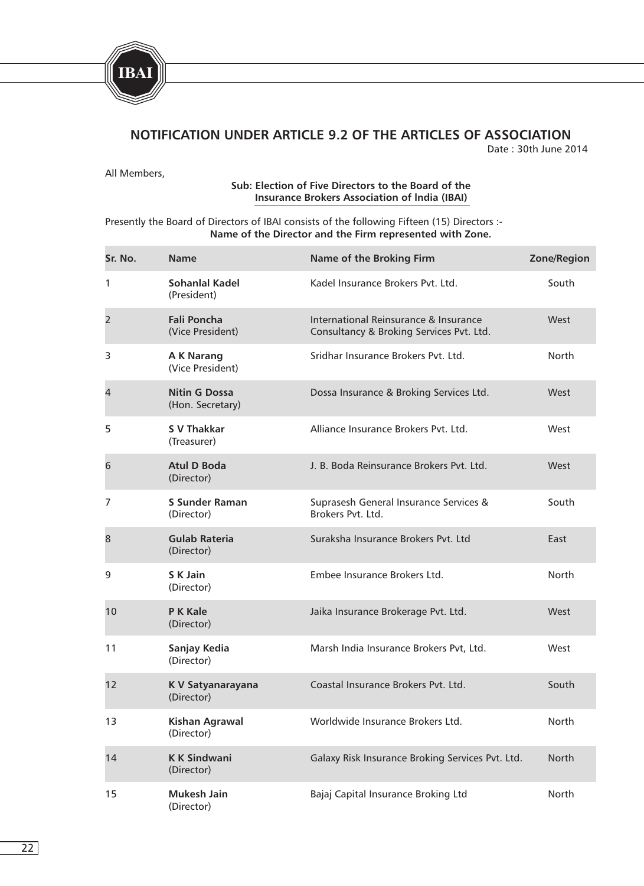## NOTIFICATION UNDER ARTICLE 9.2 OF THE ARTICLES OF ASSOCIATION

Date : 30th June 2014

All Members,

**Sub: Election of Five Directors to the Board of the Insurance Brokers Association of lndia (IBAI)**

Presently the Board of Directors of IBAI consists of the following Fifteen (15) Directors :-

**Name of the Director and the Firm represented with Zone.**

| Sr. No. | Name | Name of the Broking Firm | Zone/Region |
|---|---|---|---|
| 1 | **Sohanlal Kadel** (President) | Kadel Insurance Brokers Pvt. Ltd. | South |
| 2 | **Fali Poncha** (Vice President) | International Reinsurance & Insurance Consultancy & Broking Services Pvt. Ltd. | West |
| 3 | **A K Narang** (Vice President) | Sridhar Insurance Brokers Pvt. Ltd. | North |
| 4 | **Nitin G Dossa** (Hon. Secretary) | Dossa Insurance & Broking Services Ltd. | West |
| 5 | **S V Thakkar** (Treasurer) | Alliance Insurance Brokers Pvt. Ltd. | West |
| 6 | **Atul D Boda** (Director) | J. B. Boda Reinsurance Brokers Pvt. Ltd. | West |
| 7 | **S Sunder Raman** (Director) | Suprasesh General Insurance Services & Brokers Pvt. Ltd. | South |
| 8 | **Gulab Rateria** (Director) | Suraksha Insurance Brokers Pvt. Ltd | East |
| 9 | **S K Jain** (Director) | Embee Insurance Brokers Ltd. | North |
| 10 | **P K Kale** (Director) | Jaika Insurance Brokerage Pvt. Ltd. | West |
| 11 | **Sanjay Kedia** (Director) | Marsh India Insurance Brokers Pvt, Ltd. | West |
| 12 | **K V Satyanarayana** (Director) | Coastal Insurance Brokers Pvt. Ltd. | South |
| 13 | **Kishan Agrawal** (Director) | Worldwide Insurance Brokers Ltd. | North |
| 14 | **K K Sindwani** (Director) | Galaxy Risk Insurance Broking Services Pvt. Ltd. | North |
| 15 | **Mukesh Jain** (Director) | Bajaj Capital Insurance Broking Ltd | North |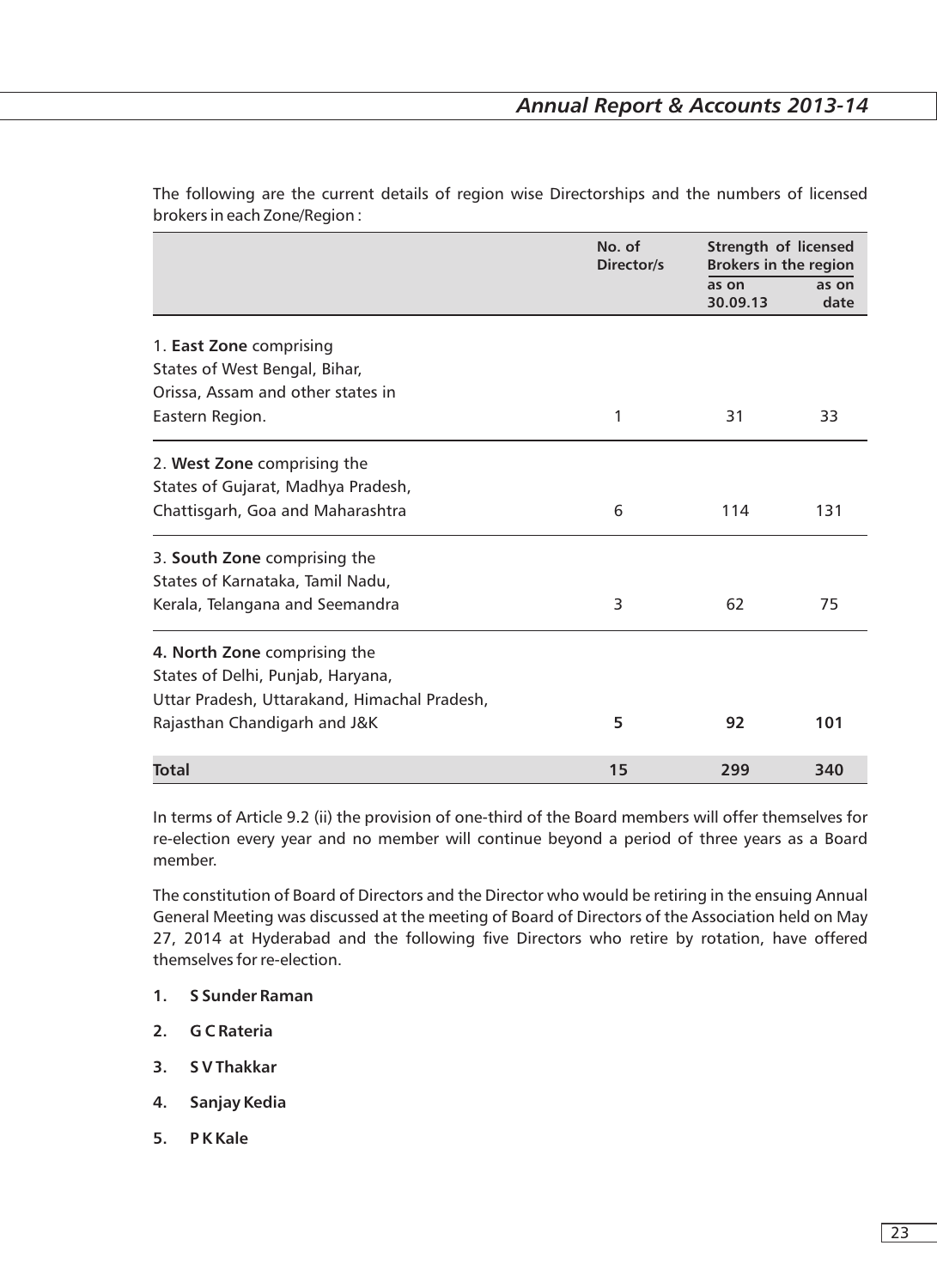The following are the current details of region wise Directorships and the numbers of licensed brokers in each Zone/Region :

| | No. of Director/s | Strength of licensed Brokers in the region | |
|---|---|---|---|
| | | as on 30.09.13 | as on date |
| 1. **East Zone** comprising States of West Bengal, Bihar, Orissa, Assam and other states in Eastern Region. | 1 | 31 | 33 |
| 2. **West Zone** comprising the States of Gujarat, Madhya Pradesh, Chattisgarh, Goa and Maharashtra | 6 | 114 | 131 |
| 3. **South Zone** comprising the States of Karnataka, Tamil Nadu, Kerala, Telangana and Seemandra | 3 | 62 | 75 |
| **4. North Zone** comprising the States of Delhi, Punjab, Haryana, Uttar Pradesh, Uttarakand, Himachal Pradesh, Rajasthan Chandigarh and J&K | **5** | **92** | **101** |
| **Total** | **15** | **299** | **340** |

In terms of Article 9.2 (ii) the provision of one-third of the Board members will offer themselves for re-election every year and no member will continue beyond a period of three years as a Board member.

The constitution of Board of Directors and the Director who would be retiring in the ensuing Annual General Meeting was discussed at the meeting of Board of Directors of the Association held on May 27, 2014 at Hyderabad and the following five Directors who retire by rotation, have offered themselves for re-election.

1. **S Sunder Raman**
2. **G C Rateria**
3. **S V Thakkar**
4. **Sanjay Kedia**
5. **P K Kale**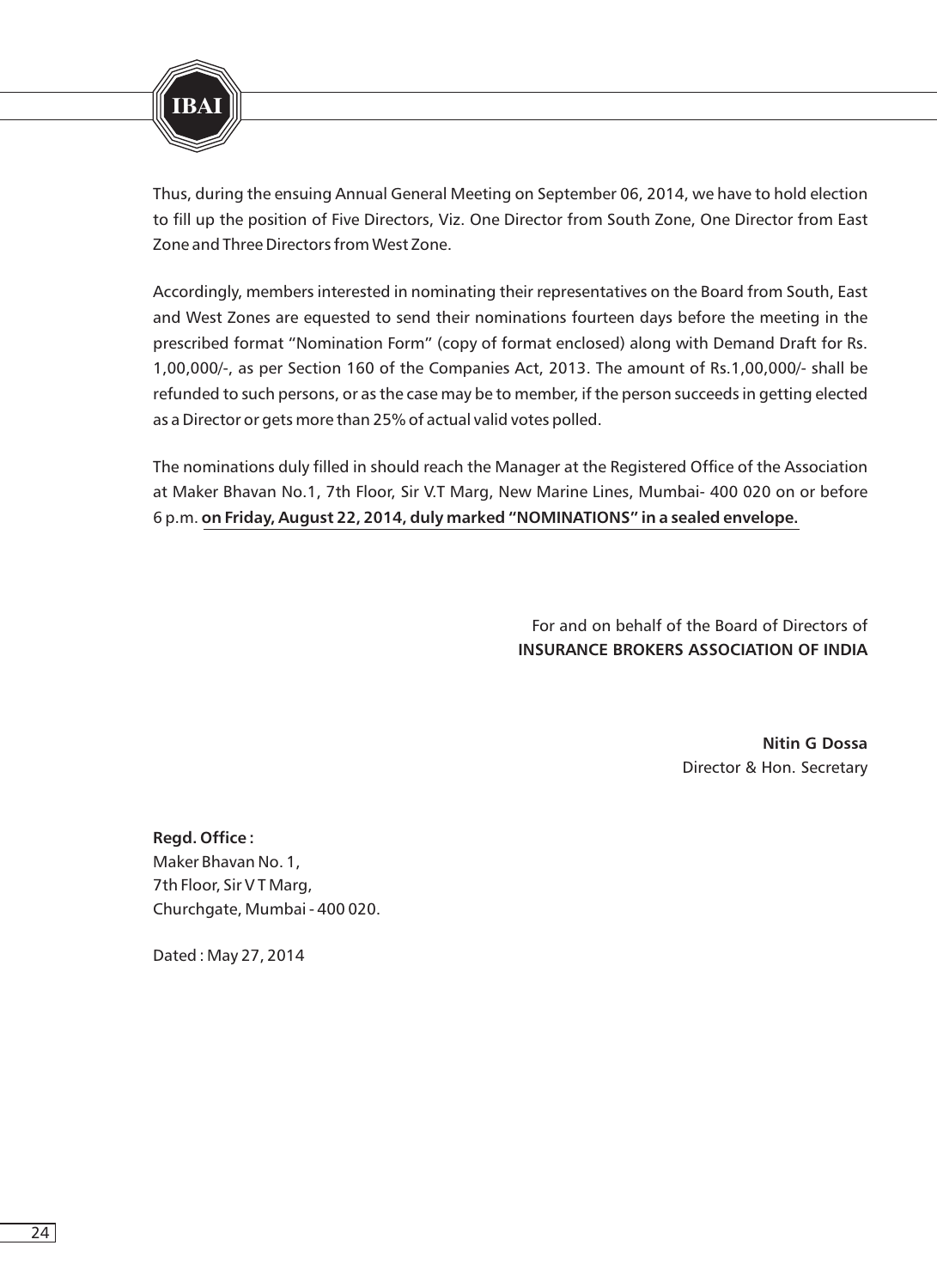Thus, during the ensuing Annual General Meeting on September 06, 2014, we have to hold election to fill up the position of Five Directors, Viz. One Director from South Zone, One Director from East Zone and Three Directors from West Zone.

Accordingly, members interested in nominating their representatives on the Board from South, East and West Zones are equested to send their nominations fourteen days before the meeting in the prescribed format "Nomination Form" (copy of format enclosed) along with Demand Draft for Rs. 1,00,000/-, as per Section 160 of the Companies Act, 2013. The amount of Rs.1,00,000/- shall be refunded to such persons, or as the case may be to member, if the person succeeds in getting elected as a Director or gets more than 25% of actual valid votes polled.

The nominations duly filled in should reach the Manager at the Registered Office of the Association at Maker Bhavan No.1, 7th Floor, Sir V.T Marg, New Marine Lines, Mumbai- 400 020 on or before 6 p.m. **on Friday, August 22, 2014, duly marked "NOMINATIONS" in a sealed envelope.**

For and on behalf of the Board of Directors of
**INSURANCE BROKERS ASSOCIATION OF INDIA**

**Nitin G Dossa**
Director & Hon. Secretary

**Regd. Office :**
Maker Bhavan No. 1,
7th Floor, Sir V T Marg,
Churchgate, Mumbai - 400 020.

Dated : May 27, 2014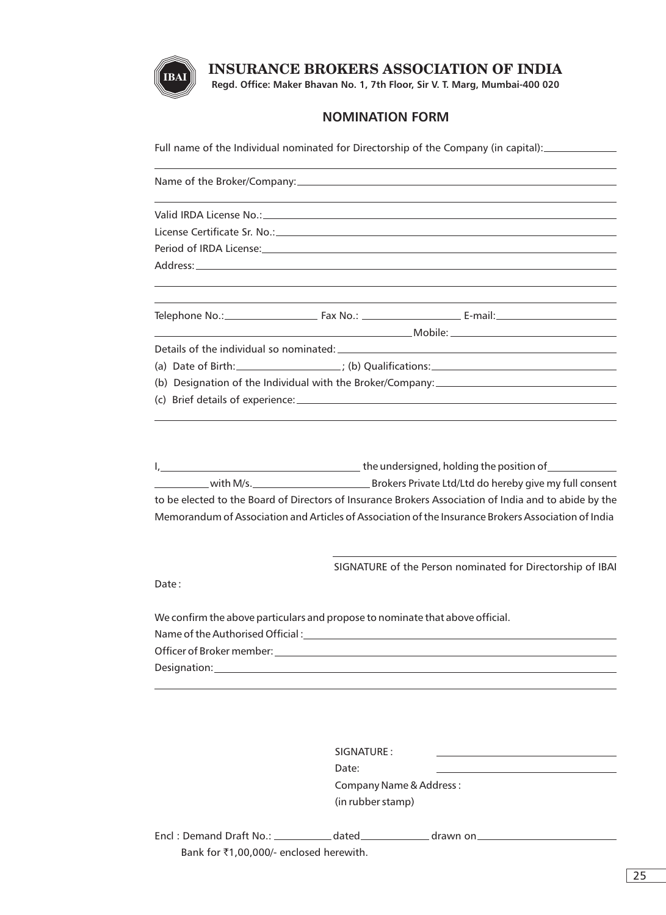# INSURANCE BROKERS ASSOCIATION OF INDIA

**Regd. Office: Maker Bhavan No. 1, 7th Floor, Sir V. T. Marg, Mumbai-400 020**

## NOMINATION FORM

Full name of the Individual nominated for Directorship of the Company (in capital): ______________

_______________________________________________________________

Name of the Broker/Company: ______________________________________

_______________________________________________________________

Valid IRDA License No.: __________________________________________

License Certificate Sr. No.: ________________________________________

Period of IRDA License: __________________________________________

Address: _______________________________________________________

_______________________________________________________________

_______________________________________________________________

Telephone No.: ________________ Fax No.: ________________ E-mail: ________________

______________________________________ Mobile: __________________________

Details of the individual so nominated: ______________________________

(a) Date of Birth: ________________; (b) Qualifications: ________________________

(b) Designation of the Individual with the Broker/Company: __________________

(c) Brief details of experience: ____________________________________

_______________________________________________________________

I, ______________________________ the undersigned, holding the position of ____________ __________ with M/s. ____________________ Brokers Private Ltd/Ltd do hereby give my full consent to be elected to the Board of Directors of Insurance Brokers Association of India and to abide by the Memorandum of Association and Articles of Association of the Insurance Brokers Association of India

______________________________________

SIGNATURE of the Person nominated for Directorship of IBAI

Date :

We confirm the above particulars and propose to nominate that above official.

Name of the Authorised Official : ________________________________

Officer of Broker member: ______________________________________

Designation: __________________________________________________

_______________________________________________________________

SIGNATURE : ______________________

Date: ______________________

Company Name & Address :

(in rubber stamp)

Encl : Demand Draft No.: __________ dated ____________ drawn on ______________________ Bank for ₹1,00,000/- enclosed herewith.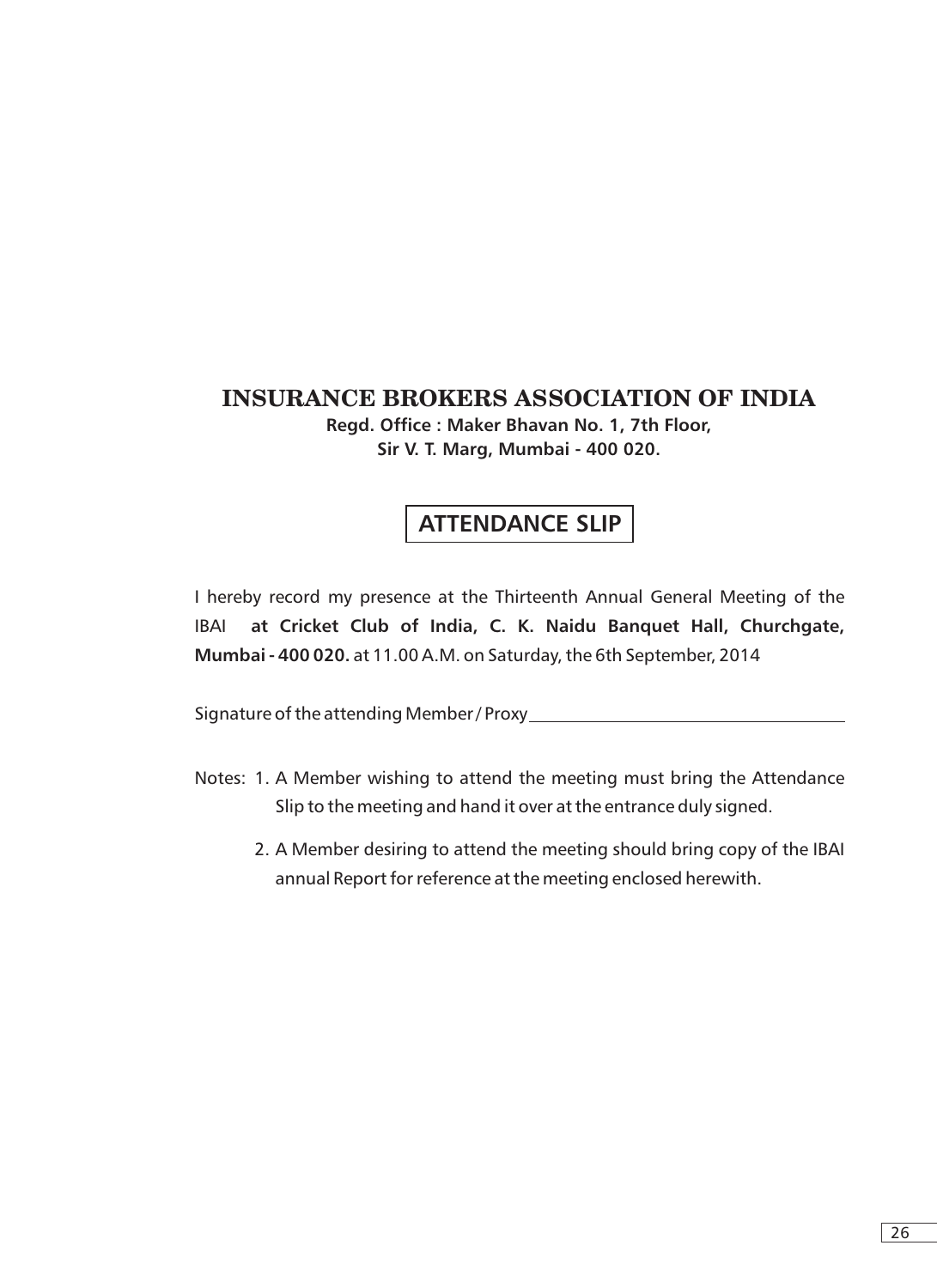# INSURANCE BROKERS ASSOCIATION OF INDIA

**Regd. Office : Maker Bhavan No. 1, 7th Floor,**
**Sir V. T. Marg, Mumbai - 400 020.**

## ATTENDANCE SLIP

I hereby record my presence at the Thirteenth Annual General Meeting of the IBAI **at Cricket Club of India, C. K. Naidu Banquet Hall, Churchgate, Mumbai - 400 020.** at 11.00 A.M. on Saturday, the 6th September, 2014

Signature of the attending Member / Proxy ____________________________________

Notes: 1. A Member wishing to attend the meeting must bring the Attendance Slip to the meeting and hand it over at the entrance duly signed.

2. A Member desiring to attend the meeting should bring copy of the IBAI annual Report for reference at the meeting enclosed herewith.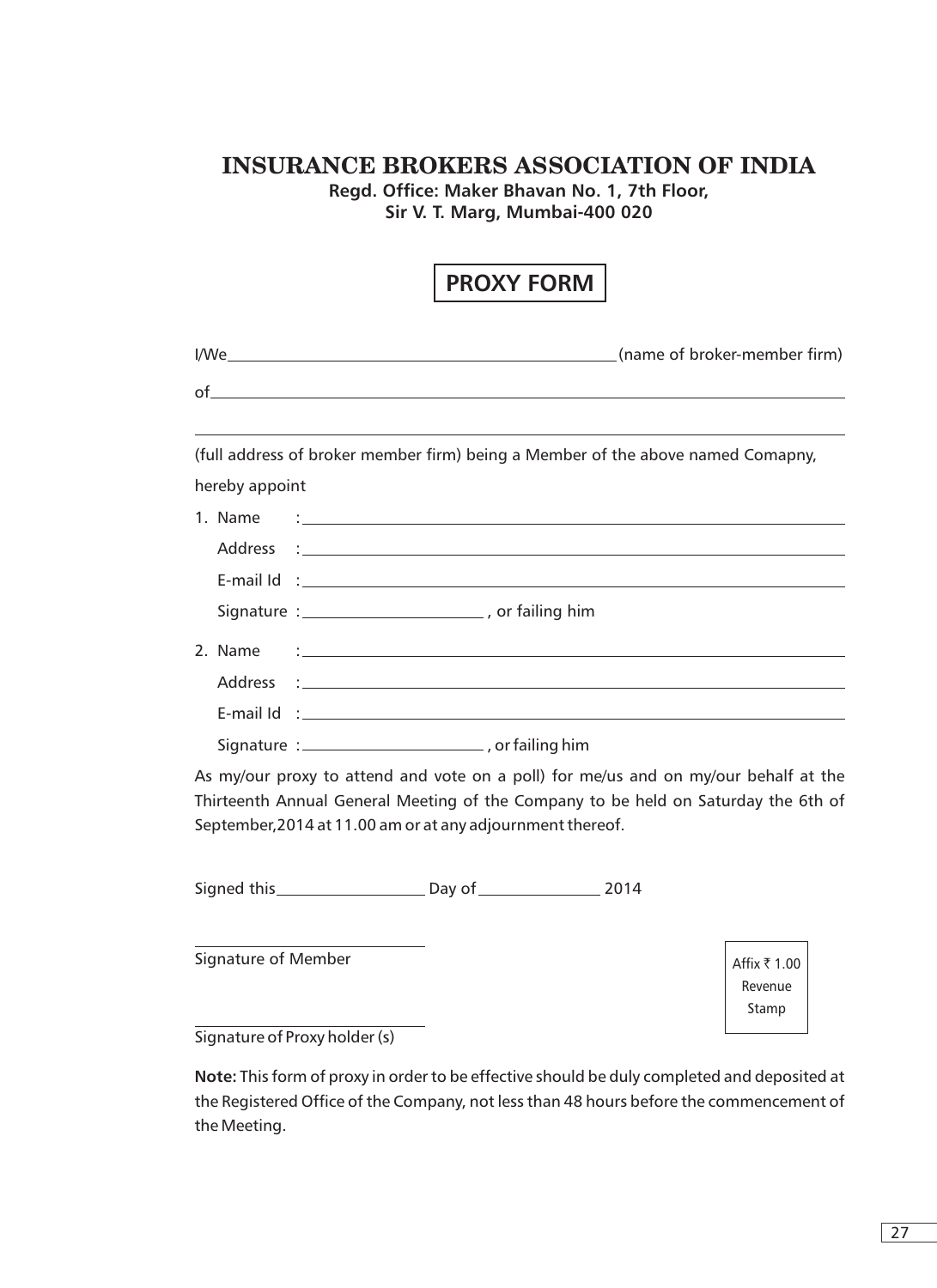# INSURANCE BROKERS ASSOCIATION OF INDIA

**Regd. Office: Maker Bhavan No. 1, 7th Floor,**
**Sir V. T. Marg, Mumbai-400 020**

## PROXY FORM

I/We\_\_\_\_\_\_\_\_\_\_\_\_\_\_\_\_\_\_\_\_\_\_\_\_\_\_\_\_\_\_\_\_\_\_\_\_\_\_\_\_(name of broker-member firm)

of\_\_\_\_\_\_\_\_\_\_\_\_\_\_\_\_\_\_\_\_\_\_\_\_\_\_\_\_\_\_\_\_\_\_\_\_\_\_\_\_\_\_\_\_\_\_\_\_\_\_\_\_\_\_\_\_\_\_\_\_\_\_\_\_

\_\_\_\_\_\_\_\_\_\_\_\_\_\_\_\_\_\_\_\_\_\_\_\_\_\_\_\_\_\_\_\_\_\_\_\_\_\_\_\_\_\_\_\_\_\_\_\_\_\_\_\_\_\_\_\_\_\_\_\_\_\_\_\_\_\_

(full address of broker member firm) being a Member of the above named Comapny,

hereby appoint

1. Name : \_\_\_\_\_\_\_\_\_\_\_\_\_\_\_\_\_\_\_\_\_\_\_\_\_\_\_\_\_\_\_\_\_\_\_\_\_\_\_\_\_\_\_\_\_\_\_\_\_\_\_\_\_\_

   Address : \_\_\_\_\_\_\_\_\_\_\_\_\_\_\_\_\_\_\_\_\_\_\_\_\_\_\_\_\_\_\_\_\_\_\_\_\_\_\_\_\_\_\_\_\_\_\_\_\_\_\_\_

   E-mail Id : \_\_\_\_\_\_\_\_\_\_\_\_\_\_\_\_\_\_\_\_\_\_\_\_\_\_\_\_\_\_\_\_\_\_\_\_\_\_\_\_\_\_\_\_\_\_\_\_\_\_\_

   Signature : \_\_\_\_\_\_\_\_\_\_\_\_\_\_\_\_\_\_\_\_\_\_ , or failing him

2. Name : \_\_\_\_\_\_\_\_\_\_\_\_\_\_\_\_\_\_\_\_\_\_\_\_\_\_\_\_\_\_\_\_\_\_\_\_\_\_\_\_\_\_\_\_\_\_\_\_\_\_\_\_\_\_

   Address : \_\_\_\_\_\_\_\_\_\_\_\_\_\_\_\_\_\_\_\_\_\_\_\_\_\_\_\_\_\_\_\_\_\_\_\_\_\_\_\_\_\_\_\_\_\_\_\_\_\_\_\_

   E-mail Id : \_\_\_\_\_\_\_\_\_\_\_\_\_\_\_\_\_\_\_\_\_\_\_\_\_\_\_\_\_\_\_\_\_\_\_\_\_\_\_\_\_\_\_\_\_\_\_\_\_\_\_

   Signature : \_\_\_\_\_\_\_\_\_\_\_\_\_\_\_\_\_\_\_\_\_\_ , or failing him

As my/our proxy to attend and vote on a poll) for me/us and on my/our behalf at the Thirteenth Annual General Meeting of the Company to be held on Saturday the 6th of September,2014 at 11.00 am or at any adjournment thereof.

Signed this\_\_\_\_\_\_\_\_\_\_\_\_\_\_\_\_\_\_ Day of \_\_\_\_\_\_\_\_\_\_\_\_\_\_\_ 2014

\_\_\_\_\_\_\_\_\_\_\_\_\_\_\_\_\_\_\_\_\_\_\_\_\_\_\_\_

Signature of Member

Affix ₹ 1.00
Revenue
Stamp

\_\_\_\_\_\_\_\_\_\_\_\_\_\_\_\_\_\_\_\_\_\_\_\_\_\_\_\_

Signature of Proxy holder (s)

**Note:** This form of proxy in order to be effective should be duly completed and deposited at the Registered Office of the Company, not less than 48 hours before the commencement of the Meeting.